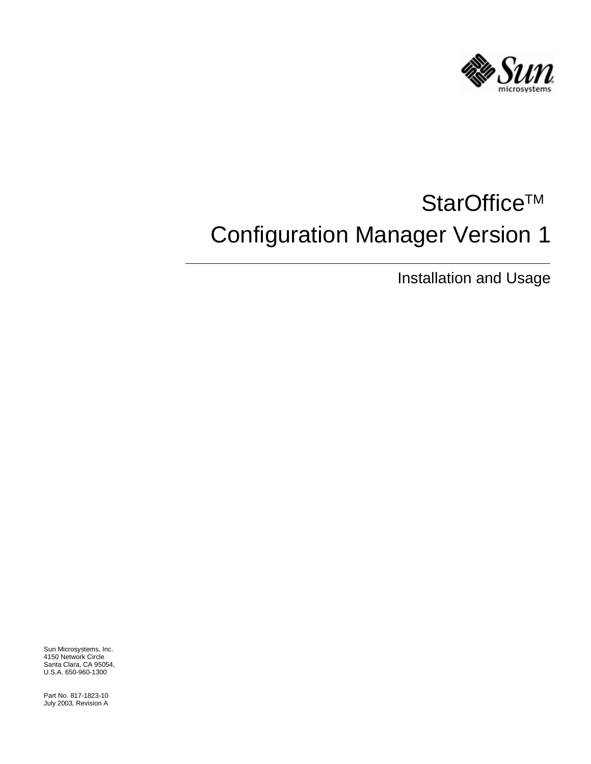# StarOffice™ Configuration Manager Version 1

## Installation and Usage

Sun Microsystems, Inc.
4150 Network Circle
Santa Clara, CA 95054,
U.S.A. 650-960-1300

Part No. 817-1823-10
July 2003, Revision A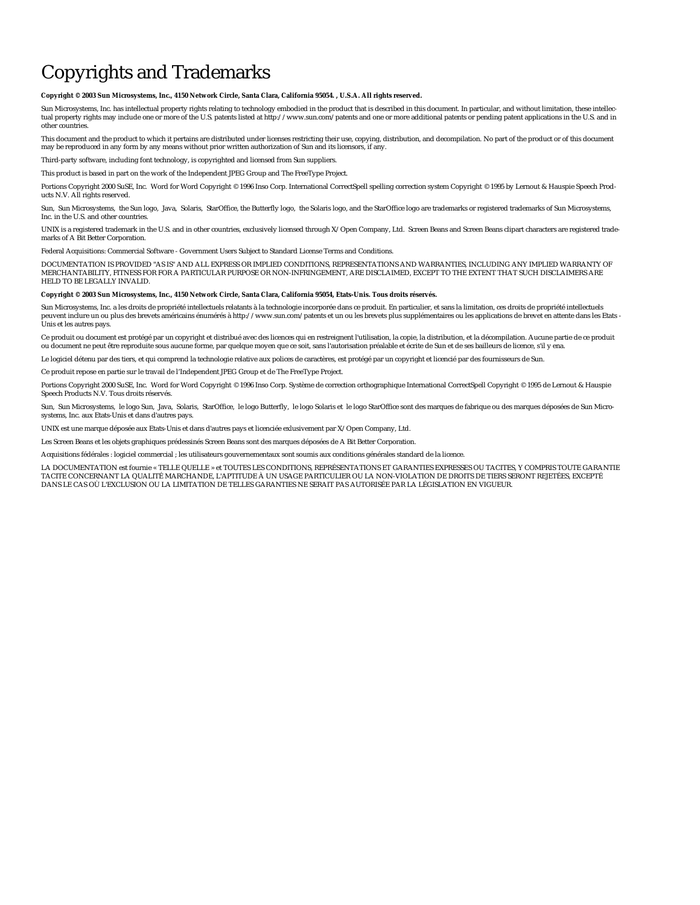# Copyrights and Trademarks

**Copyright © 2003 Sun Microsystems, Inc., 4150 Network Circle, Santa Clara, California 95054. , U.S.A. All rights reserved.**

Sun Microsystems, Inc. has intellectual property rights relating to technology embodied in the product that is described in this document. In particular, and without limitation, these intellectual property rights may include one or more of the U.S. patents listed at http://www.sun.com/patents and one or more additional patents or pending patent applications in the U.S. and in other countries.

This document and the product to which it pertains are distributed under licenses restricting their use, copying, distribution, and decompilation. No part of the product or of this document may be reproduced in any form by any means without prior written authorization of Sun and its licensors, if any.

Third-party software, including font technology, is copyrighted and licensed from Sun suppliers.

This product is based in part on the work of the Independent JPEG Group and The FreeType Project.

Portions Copyright 2000 SuSE, Inc. Word for Word Copyright © 1996 Inso Corp. International CorrectSpell spelling correction system Copyright © 1995 by Lernout & Hauspie Speech Products N.V. All rights reserved.

Sun, Sun Microsystems, the Sun logo, Java, Solaris, StarOffice, the Butterfly logo, the Solaris logo, and the StarOffice logo are trademarks or registered trademarks of Sun Microsystems, Inc. in the U.S. and other countries.

UNIX is a registered trademark in the U.S. and in other countries, exclusively licensed through X/Open Company, Ltd. Screen Beans and Screen Beans clipart characters are registered trademarks of A Bit Better Corporation.

Federal Acquisitions: Commercial Software - Government Users Subject to Standard License Terms and Conditions.

DOCUMENTATION IS PROVIDED "AS IS" AND ALL EXPRESS OR IMPLIED CONDITIONS, REPRESENTATIONS AND WARRANTIES, INCLUDING ANY IMPLIED WARRANTY OF MERCHANTABILITY, FITNESS FOR FOR A PARTICULAR PURPOSE OR NON-INFRINGEMENT, ARE DISCLAIMED, EXCEPT TO THE EXTENT THAT SUCH DISCLAIMERS ARE HELD TO BE LEGALLY INVALID.

**Copyright © 2003 Sun Microsystems, Inc., 4150 Network Circle, Santa Clara, California 95054, Etats-Unis. Tous droits réservés.**

Sun Microsystems, Inc. a les droits de propriété intellectuels relatants à la technologie incorporée dans ce produit. En particulier, et sans la limitation, ces droits de propriété intellectuels peuvent inclure un ou plus des brevets américains énumérés à http://www.sun.com/patents et un ou les brevets plus supplémentaires ou les applications de brevet en attente dans les Etats - Unis et les autres pays.

Ce produit ou document est protégé par un copyright et distribué avec des licences qui en restreignent l'utilisation, la copie, la distribution, et la décompilation. Aucune partie de ce produit ou document ne peut être reproduite sous aucune forme, par quelque moyen que ce soit, sans l'autorisation préalable et écrite de Sun et de ses bailleurs de licence, s'il y ena.

Le logiciel détenu par des tiers, et qui comprend la technologie relative aux polices de caractères, est protégé par un copyright et licencié par des fournisseurs de Sun.

Ce produit repose en partie sur le travail de l'Independent JPEG Group et de The FreeType Project.

Portions Copyright 2000 SuSE, Inc. Word for Word Copyright © 1996 Inso Corp. Système de correction orthographique International CorrectSpell Copyright © 1995 de Lernout & Hauspie Speech Products N.V. Tous droits réservés.

Sun, Sun Microsystems, le logo Sun, Java, Solaris, StarOffice, le logo Butterfly, le logo Solaris et le logo StarOffice sont des marques de fabrique ou des marques déposées de Sun Microsystems, Inc. aux Etats-Unis et dans d'autres pays.

UNIX est une marque déposée aux Etats-Unis et dans d'autres pays et licenciée exlusivement par X/Open Company, Ltd.

Les Screen Beans et les objets graphiques prédessinés Screen Beans sont des marques déposées de A Bit Better Corporation.

Acquisitions fédérales : logiciel commercial ; les utilisateurs gouvernementaux sont soumis aux conditions générales standard de la licence.

LA DOCUMENTATION est fournie « TELLE QUELLE » et TOUTES LES CONDITIONS, REPRÉSENTATIONS ET GARANTIES EXPRESSES OU TACITES, Y COMPRIS TOUTE GARANTIE TACITE CONCERNANT LA QUALITÉ MARCHANDE, L'APTITUDE À UN USAGE PARTICULIER OU LA NON-VIOLATION DE DROITS DE TIERS SERONT REJETÉES, EXCEPTÉ DANS LE CAS OÙ L'EXCLUSION OU LA LIMITATION DE TELLES GARANTIES NE SERAIT PAS AUTORISÉE PAR LA LÉGISLATION EN VIGUEUR.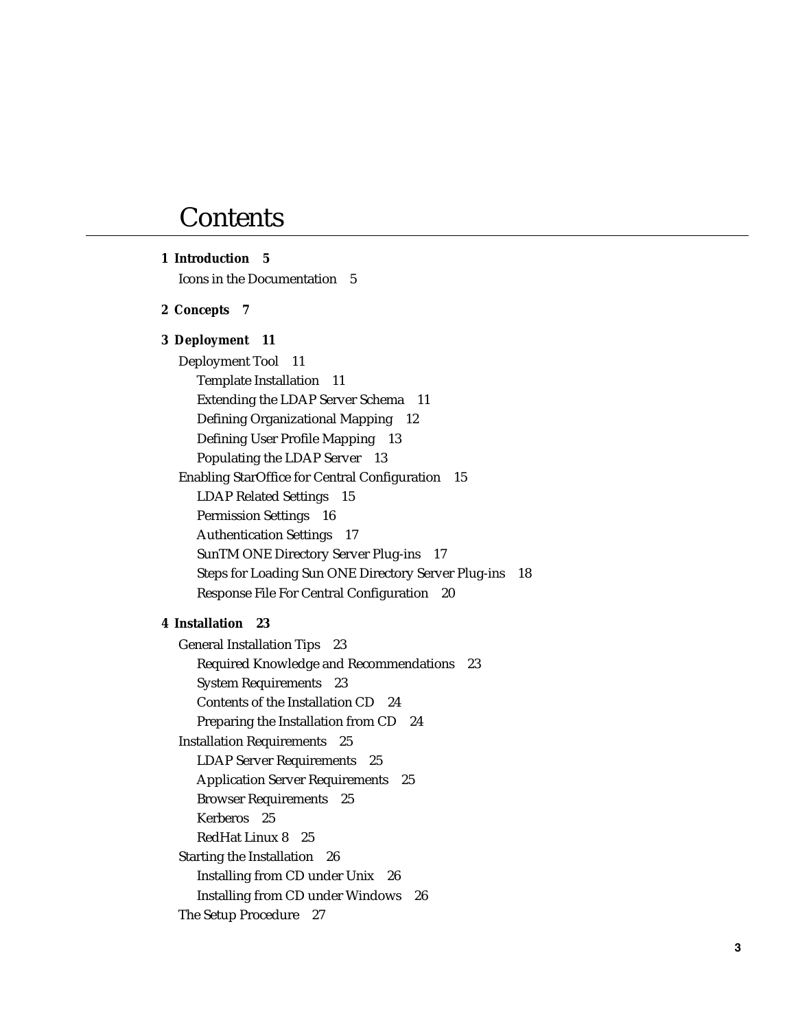# Contents

**1 Introduction 5**

Icons in the Documentation 5

**2 Concepts 7**

**3 Deployment 11**

Deployment Tool 11

- Template Installation 11
- Extending the LDAP Server Schema 11
- Defining Organizational Mapping 12
- Defining User Profile Mapping 13
- Populating the LDAP Server 13

Enabling StarOffice for Central Configuration 15

- LDAP Related Settings 15
- Permission Settings 16
- Authentication Settings 17
- SunTM ONE Directory Server Plug-ins 17
- Steps for Loading Sun ONE Directory Server Plug-ins 18
- Response File For Central Configuration 20

**4 Installation 23**

General Installation Tips 23

- Required Knowledge and Recommendations 23
- System Requirements 23
- Contents of the Installation CD 24
- Preparing the Installation from CD 24

Installation Requirements 25

- LDAP Server Requirements 25
- Application Server Requirements 25
- Browser Requirements 25
- Kerberos 25
- RedHat Linux 8 25

Starting the Installation 26

- Installing from CD under Unix 26
- Installing from CD under Windows 26

The Setup Procedure 27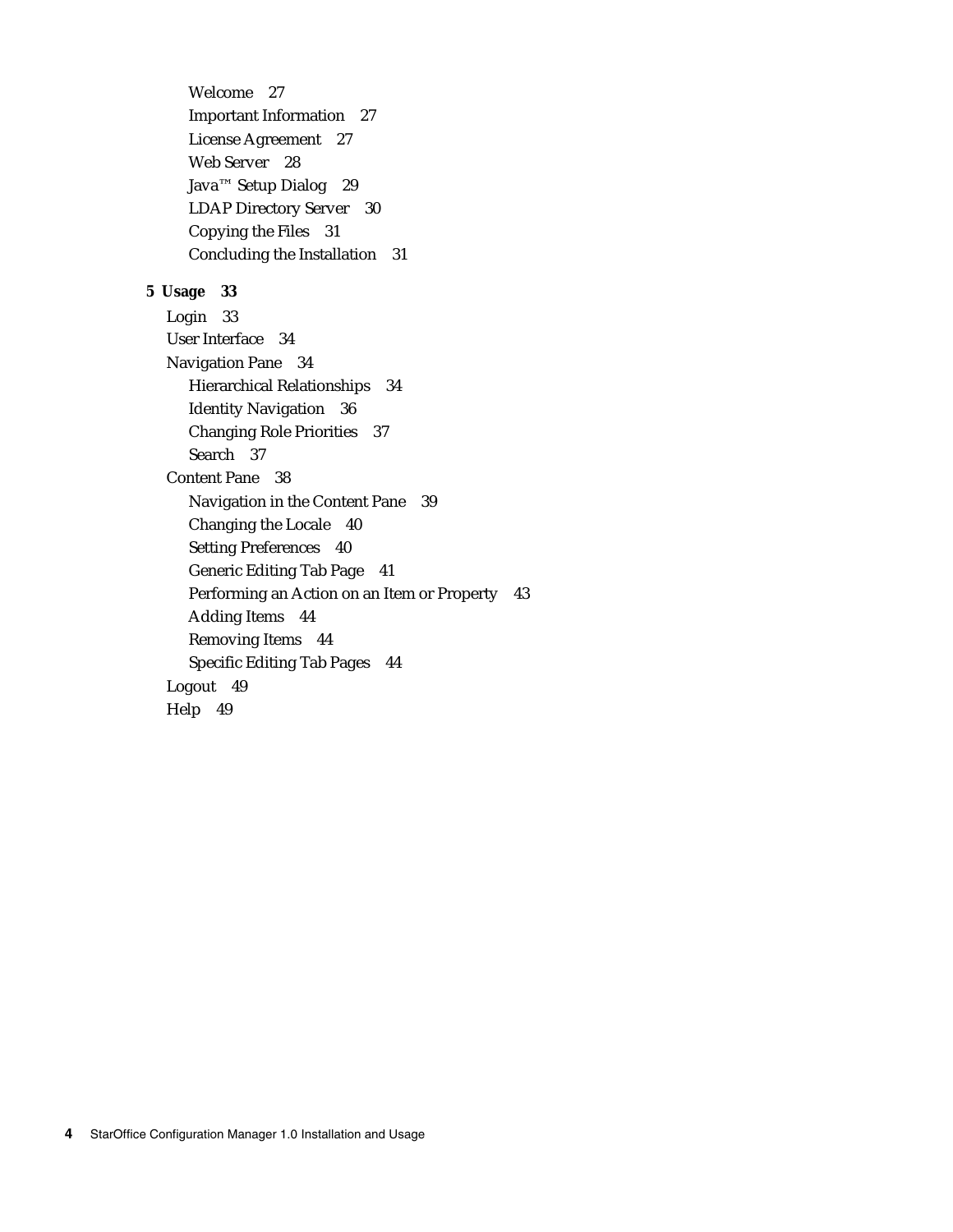- Welcome 27
- Important Information 27
- License Agreement 27
- Web Server 28
- Java™ Setup Dialog 29
- LDAP Directory Server 30
- Copying the Files 31
- Concluding the Installation 31

**5 Usage 33**

- Login 33
- User Interface 34
- Navigation Pane 34
  - Hierarchical Relationships 34
  - Identity Navigation 36
  - Changing Role Priorities 37
  - Search 37
- Content Pane 38
  - Navigation in the Content Pane 39
  - Changing the Locale 40
  - Setting Preferences 40
  - Generic Editing Tab Page 41
  - Performing an Action on an Item or Property 43
  - Adding Items 44
  - Removing Items 44
  - Specific Editing Tab Pages 44
- Logout 49
- Help 49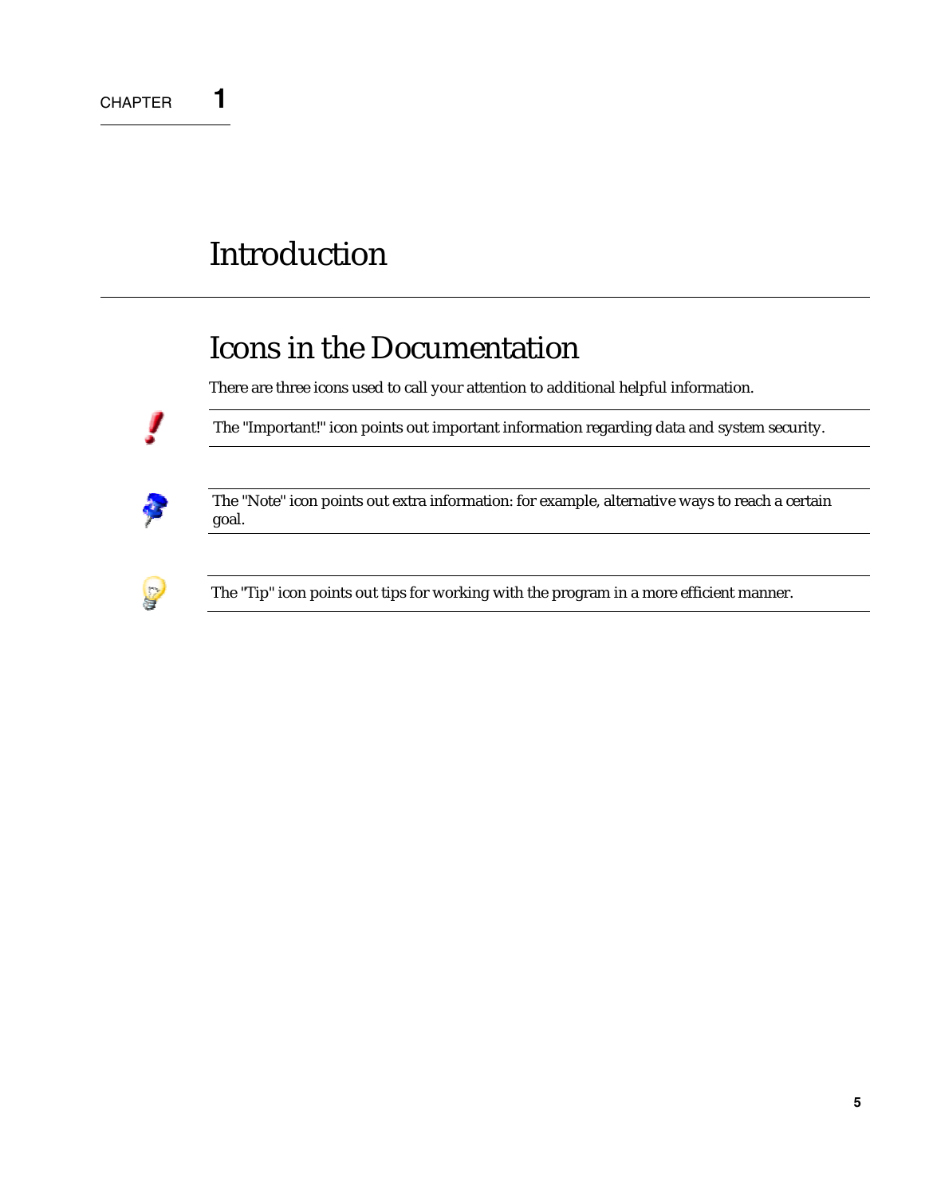CHAPTER 1

# Introduction

## Icons in the Documentation

There are three icons used to call your attention to additional helpful information.

The "Important!" icon points out important information regarding data and system security.

The "Note" icon points out extra information: for example, alternative ways to reach a certain goal.

The "Tip" icon points out tips for working with the program in a more efficient manner.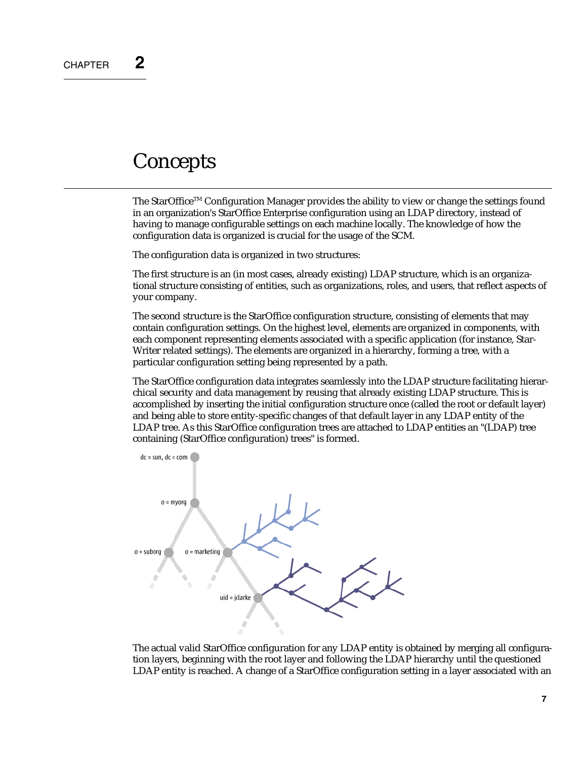# CHAPTER 2

# Concepts

The StarOffice™ Configuration Manager provides the ability to view or change the settings found in an organization's StarOffice Enterprise configuration using an LDAP directory, instead of having to manage configurable settings on each machine locally. The knowledge of how the configuration data is organized is crucial for the usage of the SCM.

The configuration data is organized in two structures:

The first structure is an (in most cases, already existing) LDAP structure, which is an organizational structure consisting of entities, such as organizations, roles, and users, that reflect aspects of your company.

The second structure is the StarOffice configuration structure, consisting of elements that may contain configuration settings. On the highest level, elements are organized in components, with each component representing elements associated with a specific application (for instance, StarWriter related settings). The elements are organized in a hierarchy, forming a tree, with a particular configuration setting being represented by a path.

The StarOffice configuration data integrates seamlessly into the LDAP structure facilitating hierarchical security and data management by reusing that already existing LDAP structure. This is accomplished by inserting the initial configuration structure once (called the root or default layer) and being able to store entity-specific changes of that default layer in any LDAP entity of the LDAP tree. As this StarOffice configuration trees are attached to LDAP entities an "(LDAP) tree containing (StarOffice configuration) trees" is formed.

The actual valid StarOffice configuration for any LDAP entity is obtained by merging all configuration layers, beginning with the root layer and following the LDAP hierarchy until the questioned LDAP entity is reached. A change of a StarOffice configuration setting in a layer associated with an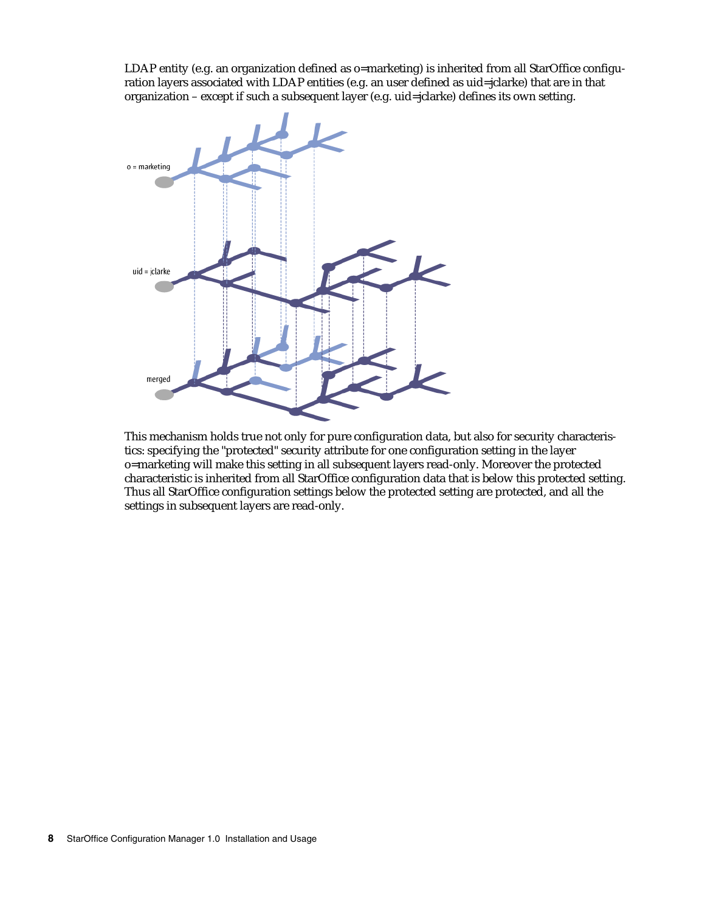LDAP entity (e.g. an organization defined as o=marketing) is inherited from all StarOffice configuration layers associated with LDAP entities (e.g. an user defined as uid=jclarke) that are in that organization – except if such a subsequent layer (e.g. uid=jclarke) defines its own setting.

This mechanism holds true not only for pure configuration data, but also for security characteristics: specifying the "protected" security attribute for one configuration setting in the layer o=marketing will make this setting in all subsequent layers read-only. Moreover the protected characteristic is inherited from all StarOffice configuration data that is below this protected setting. Thus all StarOffice configuration settings below the protected setting are protected, and all the settings in subsequent layers are read-only.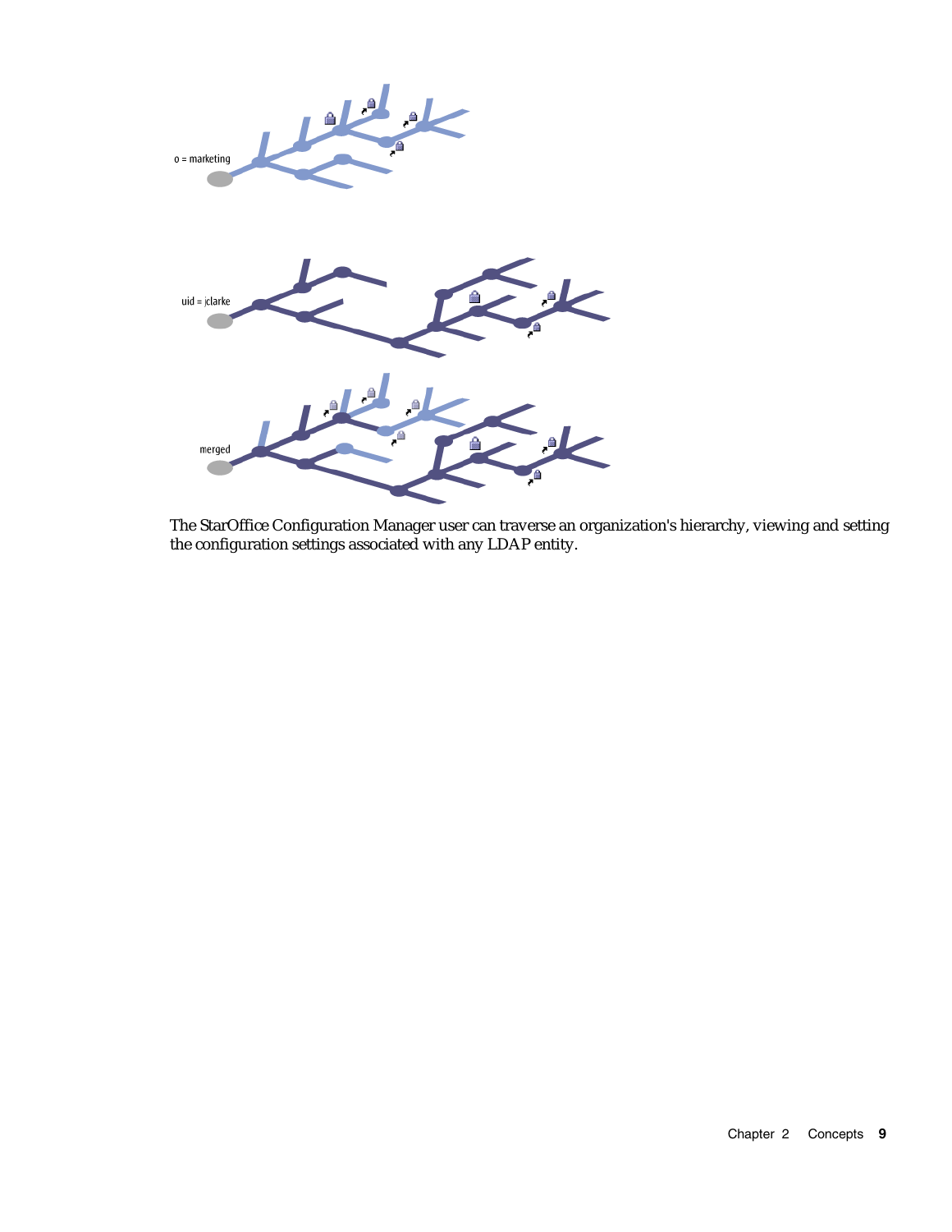The StarOffice Configuration Manager user can traverse an organization's hierarchy, viewing and setting the configuration settings associated with any LDAP entity.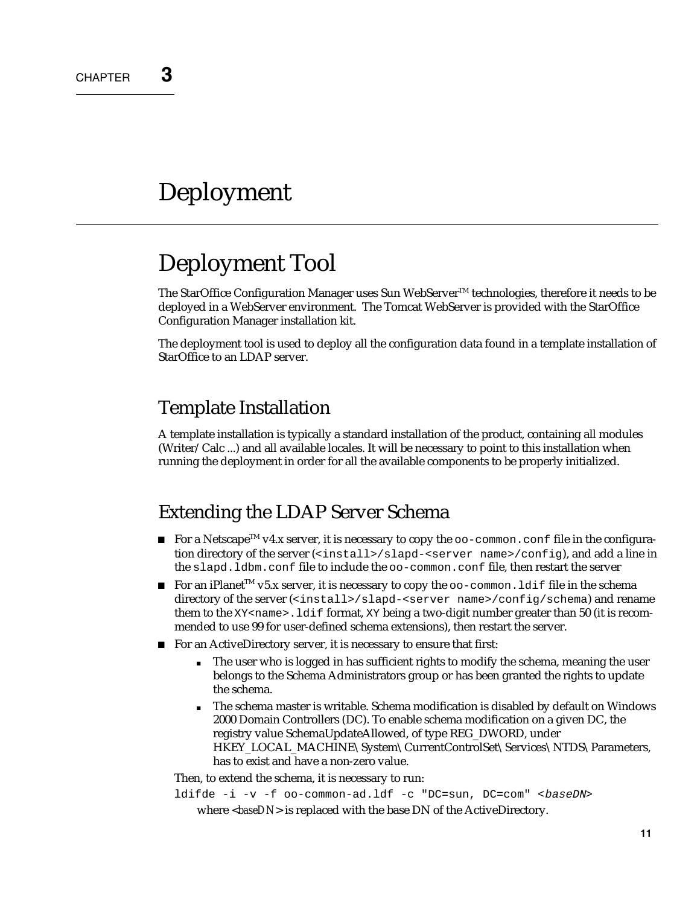CHAPTER **3**

# Deployment

## Deployment Tool

The StarOffice Configuration Manager uses Sun WebServer™ technologies, therefore it needs to be deployed in a WebServer environment. The Tomcat WebServer is provided with the StarOffice Configuration Manager installation kit.

The deployment tool is used to deploy all the configuration data found in a template installation of StarOffice to an LDAP server.

### Template Installation

A template installation is typically a standard installation of the product, containing all modules (Writer/ Calc ...) and all available locales. It will be necessary to point to this installation when running the deployment in order for all the available components to be properly initialized.

### Extending the LDAP Server Schema

- For a Netscape™ v4.x server, it is necessary to copy the `oo-common.conf` file in the configuration directory of the server (`<install>/slapd-<server name>/config`), and add a line in the `slapd.ldbm.conf` file to include the `oo-common.conf` file, then restart the server
- For an iPlanet™ v5.x server, it is necessary to copy the `oo-common.ldif` file in the schema directory of the server (`<install>/slapd-<server name>/config/schema`) and rename them to the `XY<name>.ldif` format, `XY` being a two-digit number greater than 50 (it is recommended to use 99 for user-defined schema extensions), then restart the server.
- For an ActiveDirectory server, it is necessary to ensure that first:
  - The user who is logged in has sufficient rights to modify the schema, meaning the user belongs to the Schema Administrators group or has been granted the rights to update the schema.
  - The schema master is writable. Schema modification is disabled by default on Windows 2000 Domain Controllers (DC). To enable schema modification on a given DC, the registry value SchemaUpdateAllowed, of type REG_DWORD, under HKEY_LOCAL_MACHINE\System\CurrentControlSet\Services\NTDS\Parameters, has to exist and have a non-zero value.

  Then, to extend the schema, it is necessary to run:

  ```
  ldifde -i -v -f oo-common-ad.ldf -c "DC=sun, DC=com" <baseDN>
  ```

  where <*baseDN*> is replaced with the base DN of the ActiveDirectory.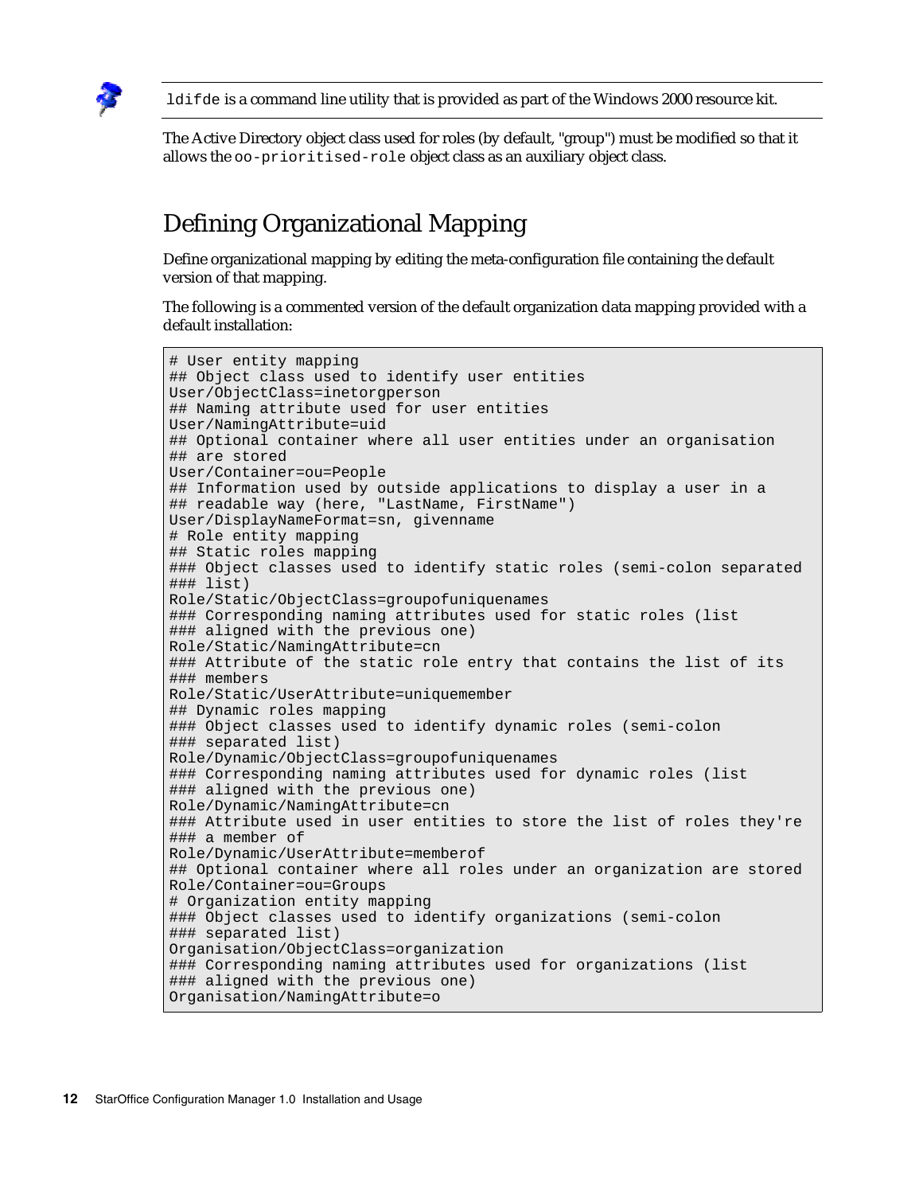`ldifde` is a command line utility that is provided as part of the Windows 2000 resource kit.

The Active Directory object class used for roles (by default, "group") must be modified so that it allows the `oo-prioritised-role` object class as an auxiliary object class.

## Defining Organizational Mapping

Define organizational mapping by editing the meta-configuration file containing the default version of that mapping.

The following is a commented version of the default organization data mapping provided with a default installation:

```
# User entity mapping
## Object class used to identify user entities
User/ObjectClass=inetorgperson
## Naming attribute used for user entities
User/NamingAttribute=uid
## Optional container where all user entities under an organisation
## are stored
User/Container=ou=People
## Information used by outside applications to display a user in a
## readable way (here, "LastName, FirstName")
User/DisplayNameFormat=sn, givenname
# Role entity mapping
## Static roles mapping
### Object classes used to identify static roles (semi-colon separated
### list)
Role/Static/ObjectClass=groupofuniquenames
### Corresponding naming attributes used for static roles (list
### aligned with the previous one)
Role/Static/NamingAttribute=cn
### Attribute of the static role entry that contains the list of its
### members
Role/Static/UserAttribute=uniquemember
## Dynamic roles mapping
### Object classes used to identify dynamic roles (semi-colon
### separated list)
Role/Dynamic/ObjectClass=groupofuniquenames
### Corresponding naming attributes used for dynamic roles (list
### aligned with the previous one)
Role/Dynamic/NamingAttribute=cn
### Attribute used in user entities to store the list of roles they're
### a member of
Role/Dynamic/UserAttribute=memberof
## Optional container where all roles under an organization are stored
Role/Container=ou=Groups
# Organization entity mapping
### Object classes used to identify organizations (semi-colon
### separated list)
Organisation/ObjectClass=organization
### Corresponding naming attributes used for organizations (list
### aligned with the previous one)
Organisation/NamingAttribute=o
```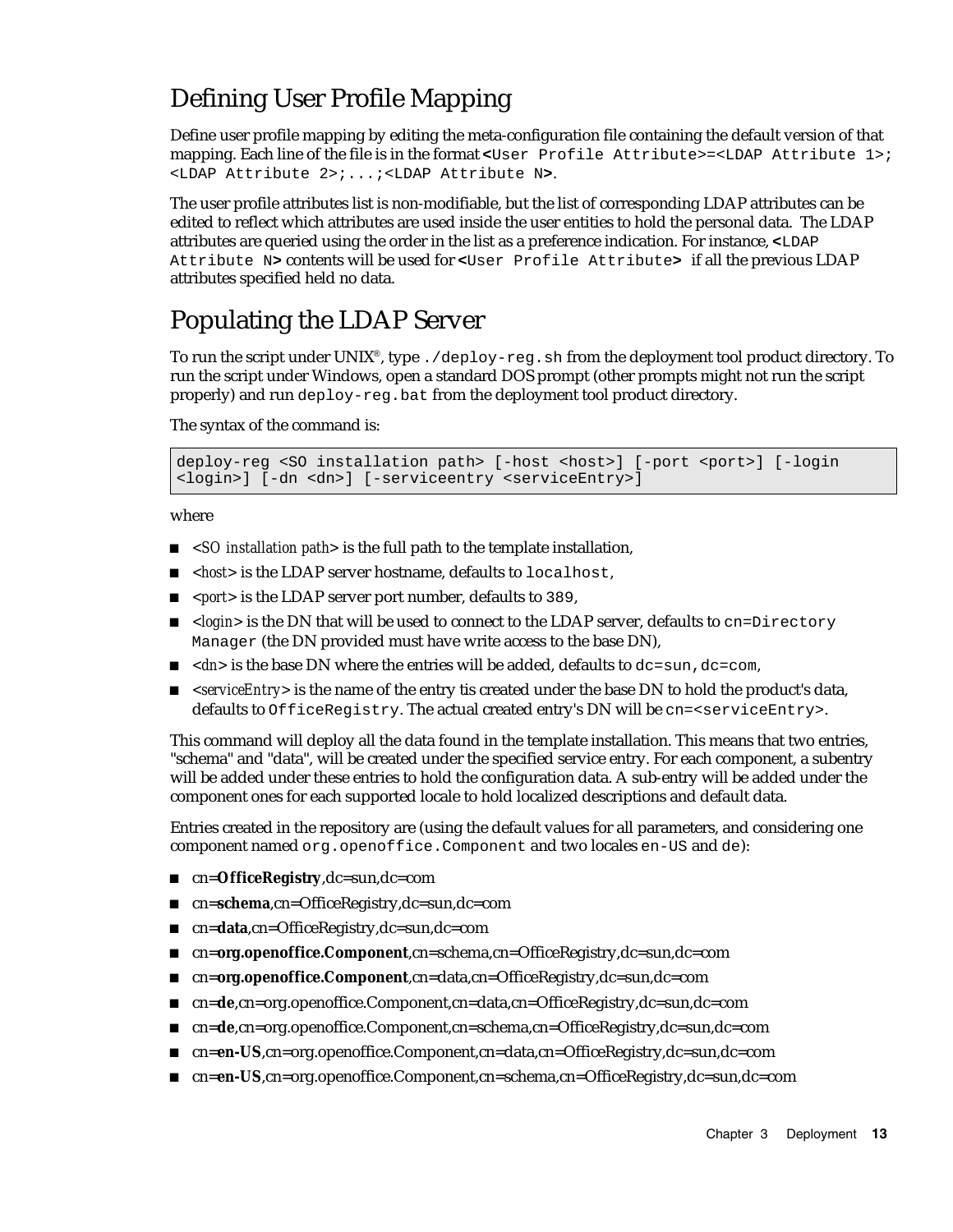## Defining User Profile Mapping

Define user profile mapping by editing the meta-configuration file containing the default version of that mapping. Each line of the file is in the format `<User Profile Attribute>=<LDAP Attribute 1>;<LDAP Attribute 2>;...;<LDAP Attribute N>`.

The user profile attributes list is non-modifiable, but the list of corresponding LDAP attributes can be edited to reflect which attributes are used inside the user entities to hold the personal data. The LDAP attributes are queried using the order in the list as a preference indication. For instance, `<LDAP Attribute N>` contents will be used for `<User Profile Attribute>` if all the previous LDAP attributes specified held no data.

## Populating the LDAP Server

To run the script under UNIX®, type `./deploy-reg.sh` from the deployment tool product directory. To run the script under Windows, open a standard DOS prompt (other prompts might not run the script properly) and run `deploy-reg.bat` from the deployment tool product directory.

The syntax of the command is:

```
deploy-reg <SO installation path> [-host <host>] [-port <port>] [-login
<login>] [-dn <dn>] [-serviceentry <serviceEntry>]
```

where

- <*SO installation path*> is the full path to the template installation,
- <*host*> is the LDAP server hostname, defaults to `localhost`,
- <*port*> is the LDAP server port number, defaults to `389`,
- <*login*> is the DN that will be used to connect to the LDAP server, defaults to `cn=Directory Manager` (the DN provided must have write access to the base DN),
- <*dn*> is the base DN where the entries will be added, defaults to `dc=sun,dc=com`,
- <*serviceEntry*> is the name of the entry tis created under the base DN to hold the product's data, defaults to `OfficeRegistry`. The actual created entry's DN will be `cn=<serviceEntry>`.

This command will deploy all the data found in the template installation. This means that two entries, "schema" and "data", will be created under the specified service entry. For each component, a subentry will be added under these entries to hold the configuration data. A sub-entry will be added under the component ones for each supported locale to hold localized descriptions and default data.

Entries created in the repository are (using the default values for all parameters, and considering one component named `org.openoffice.Component` and two locales `en-US` and `de`):

- cn=**OfficeRegistry**,dc=sun,dc=com
- cn=**schema**,cn=OfficeRegistry,dc=sun,dc=com
- cn=**data**,cn=OfficeRegistry,dc=sun,dc=com
- cn=**org.openoffice.Component**,cn=schema,cn=OfficeRegistry,dc=sun,dc=com
- cn=**org.openoffice.Component**,cn=data,cn=OfficeRegistry,dc=sun,dc=com
- cn=**de**,cn=org.openoffice.Component,cn=data,cn=OfficeRegistry,dc=sun,dc=com
- cn=**de**,cn=org.openoffice.Component,cn=schema,cn=OfficeRegistry,dc=sun,dc=com
- cn=**en-US**,cn=org.openoffice.Component,cn=data,cn=OfficeRegistry,dc=sun,dc=com
- cn=**en-US**,cn=org.openoffice.Component,cn=schema,cn=OfficeRegistry,dc=sun,dc=com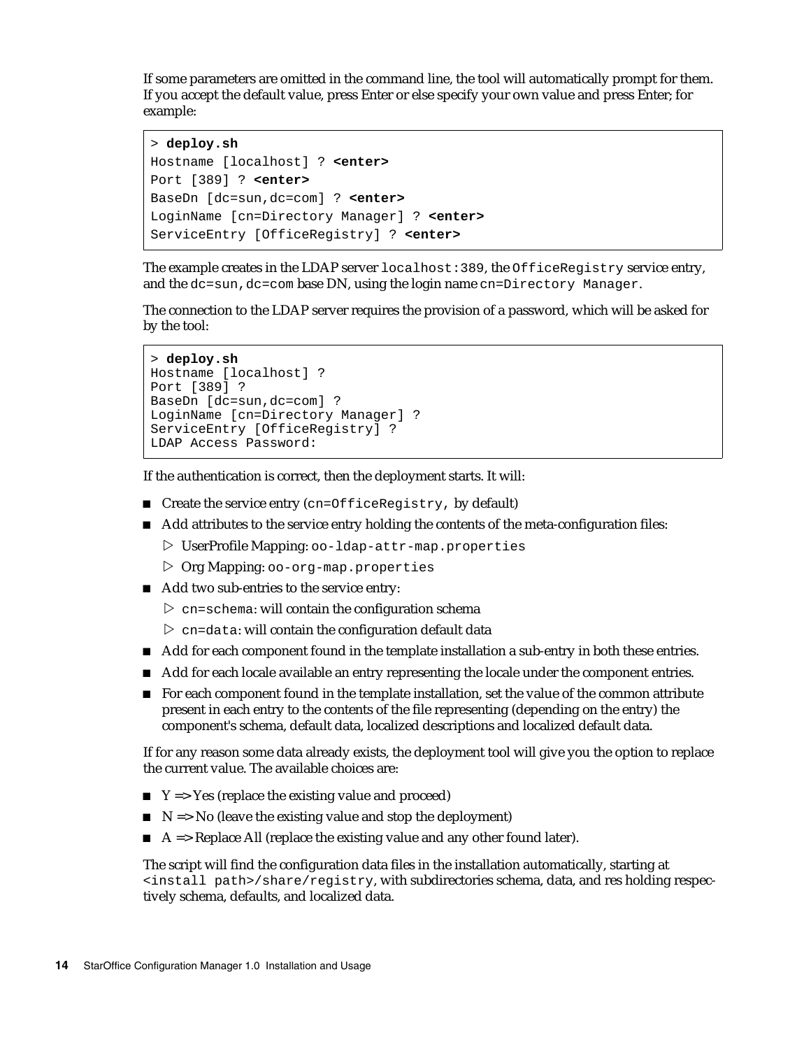If some parameters are omitted in the command line, the tool will automatically prompt for them. If you accept the default value, press Enter or else specify your own value and press Enter; for example:

```
> deploy.sh
Hostname [localhost] ? <enter>
Port [389] ? <enter>
BaseDn [dc=sun,dc=com] ? <enter>
LoginName [cn=Directory Manager] ? <enter>
ServiceEntry [OfficeRegistry] ? <enter>
```

The example creates in the LDAP server `localhost:389`, the `OfficeRegistry` service entry, and the `dc=sun,dc=com` base DN, using the login name `cn=Directory Manager`.

The connection to the LDAP server requires the provision of a password, which will be asked for by the tool:

```
> deploy.sh
Hostname [localhost] ?
Port [389] ?
BaseDn [dc=sun,dc=com] ?
LoginName [cn=Directory Manager] ?
ServiceEntry [OfficeRegistry] ?
LDAP Access Password:
```

If the authentication is correct, then the deployment starts. It will:

- Create the service entry (`cn=OfficeRegistry`, by default)
- Add attributes to the service entry holding the contents of the meta-configuration files:
  - UserProfile Mapping: `oo-ldap-attr-map.properties`
  - Org Mapping: `oo-org-map.properties`
- Add two sub-entries to the service entry:
  - `cn=schema`: will contain the configuration schema
  - `cn=data`: will contain the configuration default data
- Add for each component found in the template installation a sub-entry in both these entries.
- Add for each locale available an entry representing the locale under the component entries.
- For each component found in the template installation, set the value of the common attribute present in each entry to the contents of the file representing (depending on the entry) the component's schema, default data, localized descriptions and localized default data.

If for any reason some data already exists, the deployment tool will give you the option to replace the current value. The available choices are:

- Y => Yes (replace the existing value and proceed)
- N => No (leave the existing value and stop the deployment)
- A => Replace All (replace the existing value and any other found later).

The script will find the configuration data files in the installation automatically, starting at `<install path>/share/registry`, with subdirectories schema, data, and res holding respectively schema, defaults, and localized data.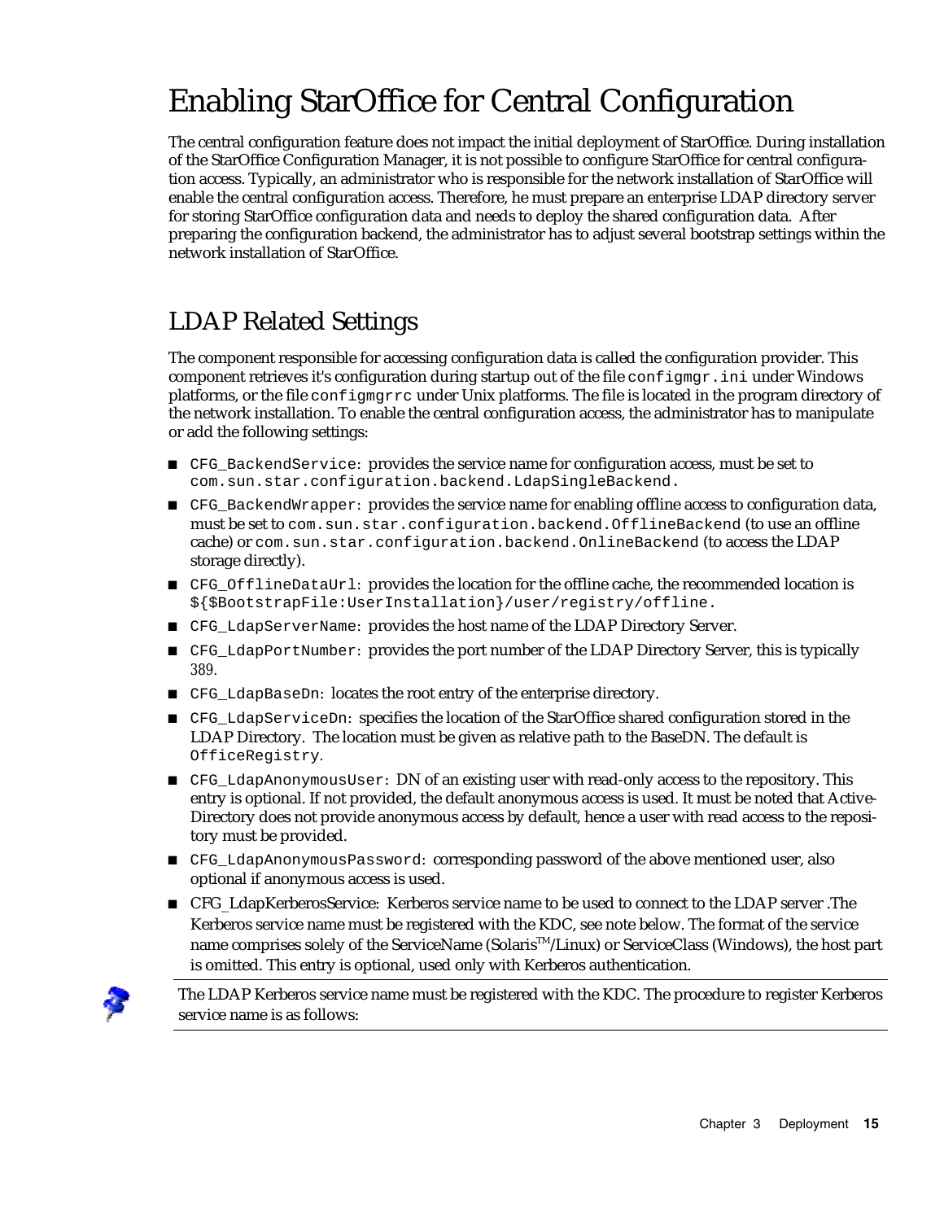# Enabling StarOffice for Central Configuration

The central configuration feature does not impact the initial deployment of StarOffice. During installation of the StarOffice Configuration Manager, it is not possible to configure StarOffice for central configuration access. Typically, an administrator who is responsible for the network installation of StarOffice will enable the central configuration access. Therefore, he must prepare an enterprise LDAP directory server for storing StarOffice configuration data and needs to deploy the shared configuration data. After preparing the configuration backend, the administrator has to adjust several bootstrap settings within the network installation of StarOffice.

## LDAP Related Settings

The component responsible for accessing configuration data is called the configuration provider. This component retrieves it's configuration during startup out of the file `configmgr.ini` under Windows platforms, or the file `configmgrrc` under Unix platforms. The file is located in the program directory of the network installation. To enable the central configuration access, the administrator has to manipulate or add the following settings:

- `CFG_BackendService`: provides the service name for configuration access, must be set to `com.sun.star.configuration.backend.LdapSingleBackend.`
- `CFG_BackendWrapper`: provides the service name for enabling offline access to configuration data, must be set to `com.sun.star.configuration.backend.OfflineBackend` (to use an offline cache) or `com.sun.star.configuration.backend.OnlineBackend` (to access the LDAP storage directly).
- `CFG_OfflineDataUrl`: provides the location for the offline cache, the recommended location is `${$BootstrapFile:UserInstallation}/user/registry/offline.`
- `CFG_LdapServerName`: provides the host name of the LDAP Directory Server.
- `CFG_LdapPortNumber`: provides the port number of the LDAP Directory Server, this is typically 389.
- `CFG_LdapBaseDn`: locates the root entry of the enterprise directory.
- `CFG_LdapServiceDn`: specifies the location of the StarOffice shared configuration stored in the LDAP Directory. The location must be given as relative path to the BaseDN. The default is `OfficeRegistry`.
- `CFG_LdapAnonymousUser`: DN of an existing user with read-only access to the repository. This entry is optional. If not provided, the default anonymous access is used. It must be noted that ActiveDirectory does not provide anonymous access by default, hence a user with read access to the repository must be provided.
- `CFG_LdapAnonymousPassword`: corresponding password of the above mentioned user, also optional if anonymous access is used.
- CFG_LdapKerberosService: Kerberos service name to be used to connect to the LDAP server .The Kerberos service name must be registered with the KDC, see note below. The format of the service name comprises solely of the ServiceName (Solaris™/Linux) or ServiceClass (Windows), the host part is omitted. This entry is optional, used only with Kerberos authentication.

---

The LDAP Kerberos service name must be registered with the KDC. The procedure to register Kerberos service name is as follows:

---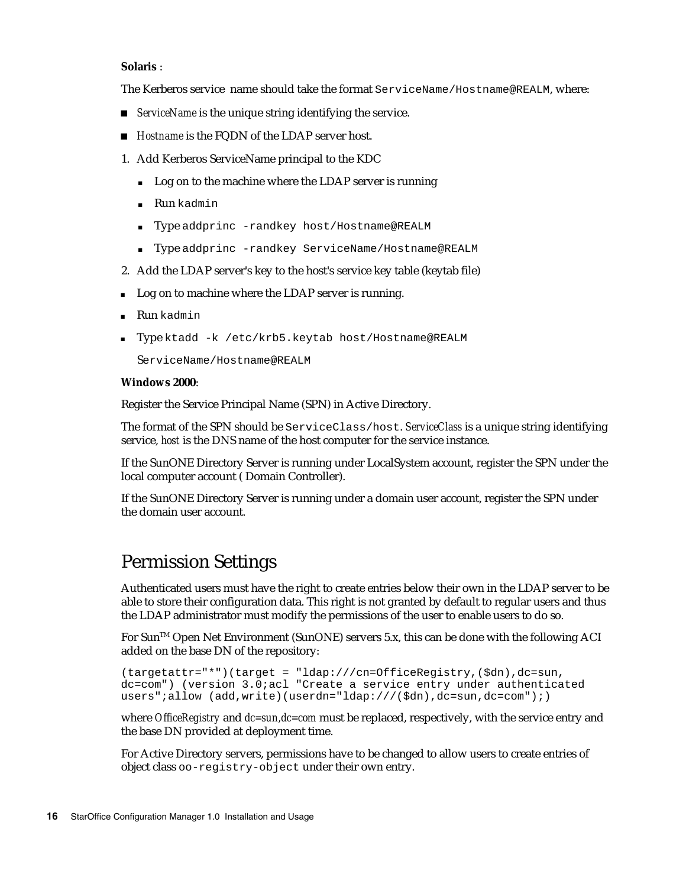**Solaris** :

The Kerberos service name should take the format `ServiceName/Hostname@REALM`, where:

- *ServiceName* is the unique string identifying the service.
- *Hostname* is the FQDN of the LDAP server host.

1. Add Kerberos ServiceName principal to the KDC
   - Log on to the machine where the LDAP server is running
   - Run `kadmin`
   - Type `addprinc -randkey host/Hostname@REALM`
   - Type `addprinc -randkey ServiceName/Hostname@REALM`
2. Add the LDAP server's key to the host's service key table (keytab file)

- Log on to machine where the LDAP server is running.
- Run `kadmin`
- Type `ktadd -k /etc/krb5.keytab host/Hostname@REALM`

  `ServiceName/Hostname@REALM`

**Windows 2000**:

Register the Service Principal Name (SPN) in Active Directory.

The format of the SPN should be `ServiceClass/host`. *ServiceClass* is a unique string identifying service, *host* is the DNS name of the host computer for the service instance.

If the SunONE Directory Server is running under LocalSystem account, register the SPN under the local computer account ( Domain Controller).

If the SunONE Directory Server is running under a domain user account, register the SPN under the domain user account.

## Permission Settings

Authenticated users must have the right to create entries below their own in the LDAP server to be able to store their configuration data. This right is not granted by default to regular users and thus the LDAP administrator must modify the permissions of the user to enable users to do so.

For Sun™ Open Net Environment (SunONE) servers 5.x, this can be done with the following ACI added on the base DN of the repository:

```
(targetattr="*")(target = "ldap:///cn=OfficeRegistry,($dn),dc=sun,
dc=com") (version 3.0;acl "Create a service entry under authenticated
users";allow (add,write)(userdn="ldap:///($dn),dc=sun,dc=com");)
```

where *OfficeRegistry* and *dc=sun,dc=com* must be replaced, respectively, with the service entry and the base DN provided at deployment time.

For Active Directory servers, permissions have to be changed to allow users to create entries of object class `oo-registry-object` under their own entry.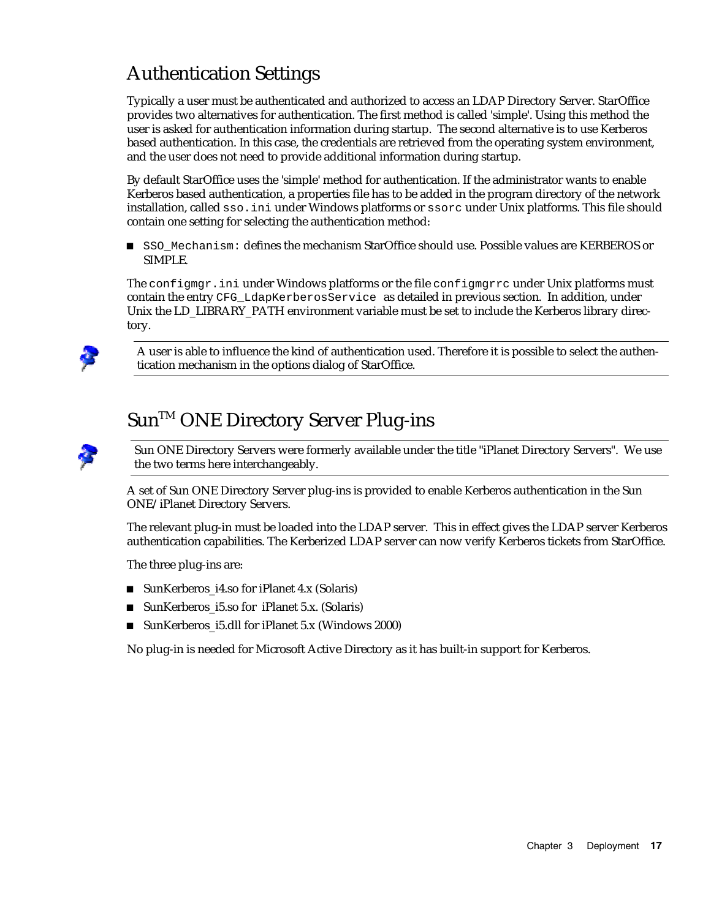## Authentication Settings

Typically a user must be authenticated and authorized to access an LDAP Directory Server. StarOffice provides two alternatives for authentication. The first method is called 'simple'. Using this method the user is asked for authentication information during startup. The second alternative is to use Kerberos based authentication. In this case, the credentials are retrieved from the operating system environment, and the user does not need to provide additional information during startup.

By default StarOffice uses the 'simple' method for authentication. If the administrator wants to enable Kerberos based authentication, a properties file has to be added in the program directory of the network installation, called `sso.ini` under Windows platforms or `ssorc` under Unix platforms. This file should contain one setting for selecting the authentication method:

- `SSO_Mechanism`: defines the mechanism StarOffice should use. Possible values are KERBEROS or SIMPLE.

The `configmgr.ini` under Windows platforms or the file `configmgrrc` under Unix platforms must contain the entry `CFG_LdapKerberosService` as detailed in previous section. In addition, under Unix the LD_LIBRARY_PATH environment variable must be set to include the Kerberos library directory.

> A user is able to influence the kind of authentication used. Therefore it is possible to select the authentication mechanism in the options dialog of StarOffice.

## Sun™ ONE Directory Server Plug-ins

> Sun ONE Directory Servers were formerly available under the title "iPlanet Directory Servers". We use the two terms here interchangeably.

A set of Sun ONE Directory Server plug-ins is provided to enable Kerberos authentication in the Sun ONE/iPlanet Directory Servers.

The relevant plug-in must be loaded into the LDAP server. This in effect gives the LDAP server Kerberos authentication capabilities. The Kerberized LDAP server can now verify Kerberos tickets from StarOffice.

The three plug-ins are:

- SunKerberos_i4.so for iPlanet 4.x (Solaris)
- SunKerberos_i5.so for iPlanet 5.x. (Solaris)
- SunKerberos_i5.dll for iPlanet 5.x (Windows 2000)

No plug-in is needed for Microsoft Active Directory as it has built-in support for Kerberos.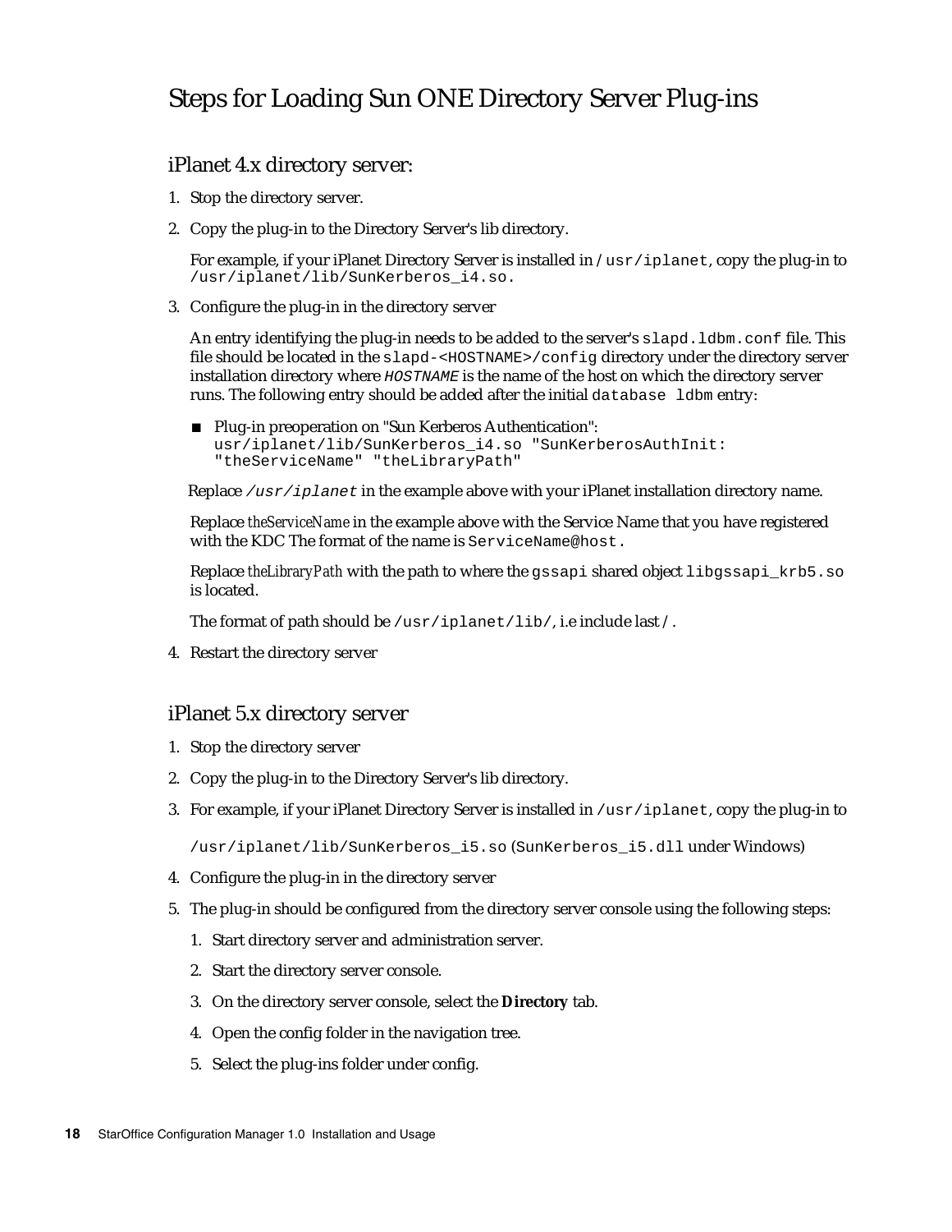# Steps for Loading Sun ONE Directory Server Plug-ins

## iPlanet 4.x directory server:

1. Stop the directory server.
2. Copy the plug-in to the Directory Server's lib directory.

   For example, if your iPlanet Directory Server is installed in `/usr/iplanet`, copy the plug-in to `/usr/iplanet/lib/SunKerberos_i4.so.`

3. Configure the plug-in in the directory server

   An entry identifying the plug-in needs to be added to the server's `slapd.ldbm.conf` file. This file should be located in the `slapd-<HOSTNAME>/config` directory under the directory server installation directory where *`HOSTNAME`* is the name of the host on which the directory server runs. The following entry should be added after the initial `database ldbm` entry:

   - Plug-in preoperation on "Sun Kerberos Authentication":
     `usr/iplanet/lib/SunKerberos_i4.so "SunKerberosAuthInit: "theServiceName" "theLibraryPath"`

   Replace *`/usr/iplanet`* in the example above with your iPlanet installation directory name.

   Replace *theServiceName* in the example above with the Service Name that you have registered with the KDC The format of the name is `ServiceName@host.`

   Replace *theLibraryPath* with the path to where the `gssapi` shared object `libgssapi_krb5.so` is located.

   The format of path should be `/usr/iplanet/lib/`, i.e include last `/`.

4. Restart the directory server

## iPlanet 5.x directory server

1. Stop the directory server
2. Copy the plug-in to the Directory Server's lib directory.
3. For example, if your iPlanet Directory Server is installed in `/usr/iplanet`, copy the plug-in to

   `/usr/iplanet/lib/SunKerberos_i5.so` (`SunKerberos_i5.dll` under Windows)

4. Configure the plug-in in the directory server
5. The plug-in should be configured from the directory server console using the following steps:
   1. Start directory server and administration server.
   2. Start the directory server console.
   3. On the directory server console, select the **Directory** tab.
   4. Open the config folder in the navigation tree.
   5. Select the plug-ins folder under config.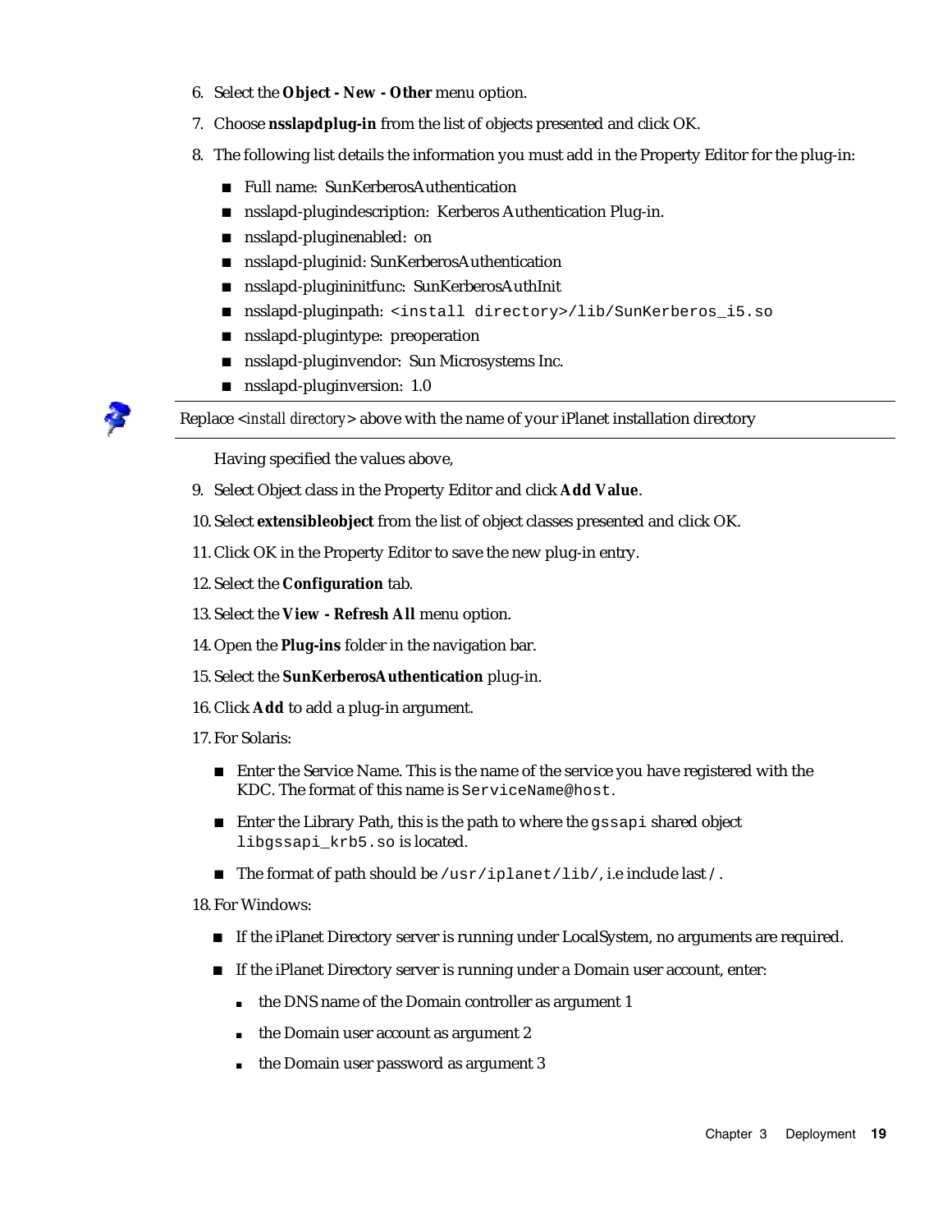6. Select the **Object - New - Other** menu option.
7. Choose **nsslapdplug-in** from the list of objects presented and click OK.
8. The following list details the information you must add in the Property Editor for the plug-in:
   - Full name: SunKerberosAuthentication
   - nsslapd-plugindescription: Kerberos Authentication Plug-in.
   - nsslapd-pluginenabled: on
   - nsslapd-pluginid: SunKerberosAuthentication
   - nsslapd-plugininitfunc: SunKerberosAuthInit
   - nsslapd-pluginpath: `<install directory>/lib/SunKerberos_i5.so`
   - nsslapd-plugintype: preoperation
   - nsslapd-pluginvendor: Sun Microsystems Inc.
   - nsslapd-pluginversion: 1.0

---

Replace <*install directory*> above with the name of your iPlanet installation directory

---

Having specified the values above,

9. Select Object class in the Property Editor and click **Add Value**.
10. Select **extensibleobject** from the list of object classes presented and click OK.
11. Click OK in the Property Editor to save the new plug-in entry.
12. Select the **Configuration** tab.
13. Select the **View - Refresh All** menu option.
14. Open the **Plug-ins** folder in the navigation bar.
15. Select the **SunKerberosAuthentication** plug-in.
16. Click **Add** to add a plug-in argument.
17. For Solaris:
    - Enter the Service Name. This is the name of the service you have registered with the KDC. The format of this name is `ServiceName@host`.
    - Enter the Library Path, this is the path to where the `gssapi` shared object `libgssapi_krb5.so` is located.
    - The format of path should be `/usr/iplanet/lib/`, i.e include last `/`.
18. For Windows:
    - If the iPlanet Directory server is running under LocalSystem, no arguments are required.
    - If the iPlanet Directory server is running under a Domain user account, enter:
      - the DNS name of the Domain controller as argument 1
      - the Domain user account as argument 2
      - the Domain user password as argument 3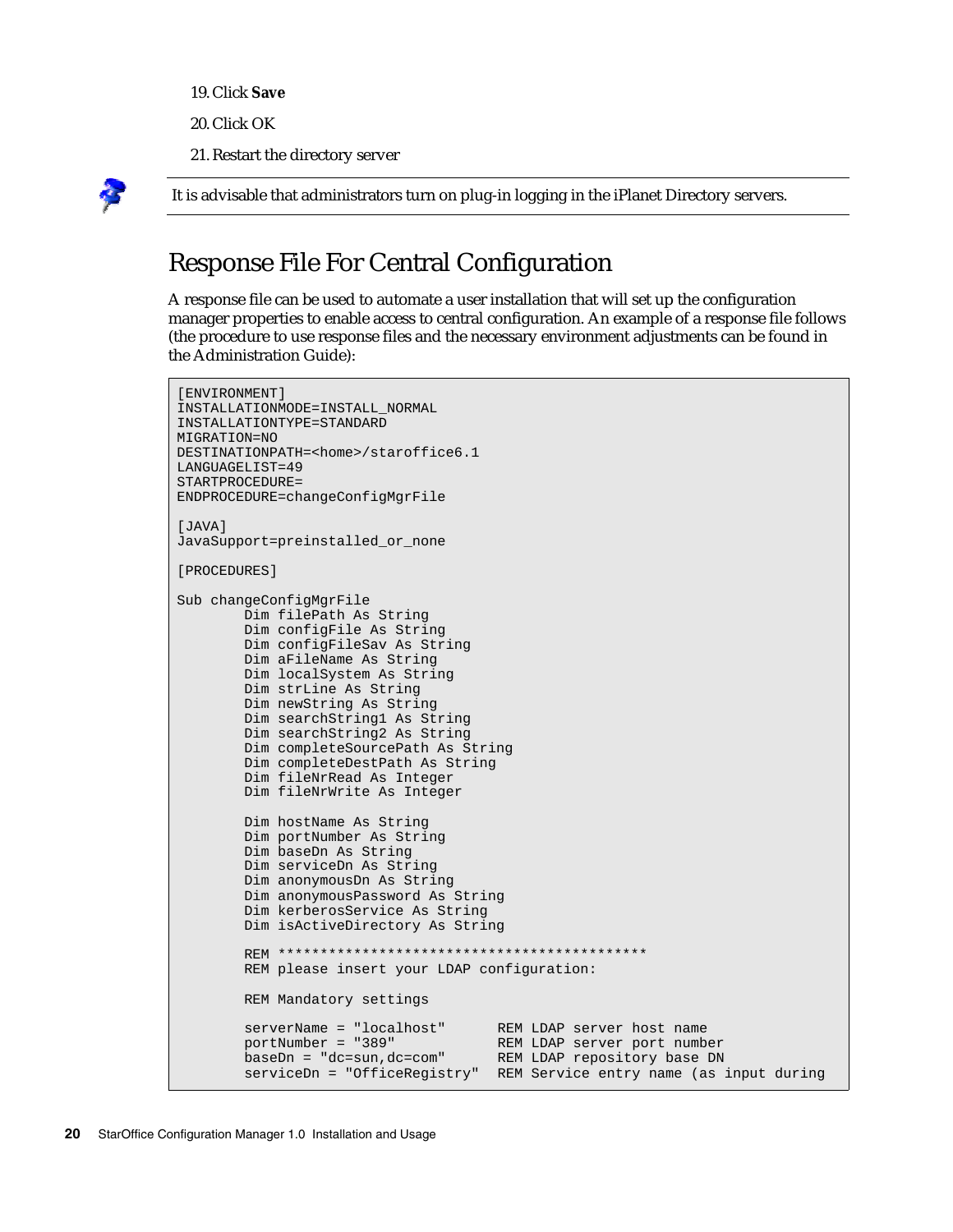19. Click **Save**

20. Click OK

21. Restart the directory server

It is advisable that administrators turn on plug-in logging in the iPlanet Directory servers.

## Response File For Central Configuration

A response file can be used to automate a user installation that will set up the configuration manager properties to enable access to central configuration. An example of a response file follows (the procedure to use response files and the necessary environment adjustments can be found in the Administration Guide):

```
[ENVIRONMENT]
INSTALLATIONMODE=INSTALL_NORMAL
INSTALLATIONTYPE=STANDARD
MIGRATION=NO
DESTINATIONPATH=<home>/staroffice6.1
LANGUAGELIST=49
STARTPROCEDURE=
ENDPROCEDURE=changeConfigMgrFile

[JAVA]
JavaSupport=preinstalled_or_none

[PROCEDURES]

Sub changeConfigMgrFile
        Dim filePath As String
        Dim configFile As String
        Dim configFileSav As String
        Dim aFileName As String
        Dim localSystem As String
        Dim strLine As String
        Dim newString As String
        Dim searchString1 As String
        Dim searchString2 As String
        Dim completeSourcePath As String
        Dim completeDestPath As String
        Dim fileNrRead As Integer
        Dim fileNrWrite As Integer

        Dim hostName As String
        Dim portNumber As String
        Dim baseDn As String
        Dim serviceDn As String
        Dim anonymousDn As String
        Dim anonymousPassword As String
        Dim kerberosService As String
        Dim isActiveDirectory As String

        REM ********************************************
        REM please insert your LDAP configuration:

        REM Mandatory settings

        serverName = "localhost"      REM LDAP server host name
        portNumber = "389"            REM LDAP server port number
        baseDn = "dc=sun,dc=com"      REM LDAP repository base DN
        serviceDn = "OfficeRegistry"  REM Service entry name (as input during
```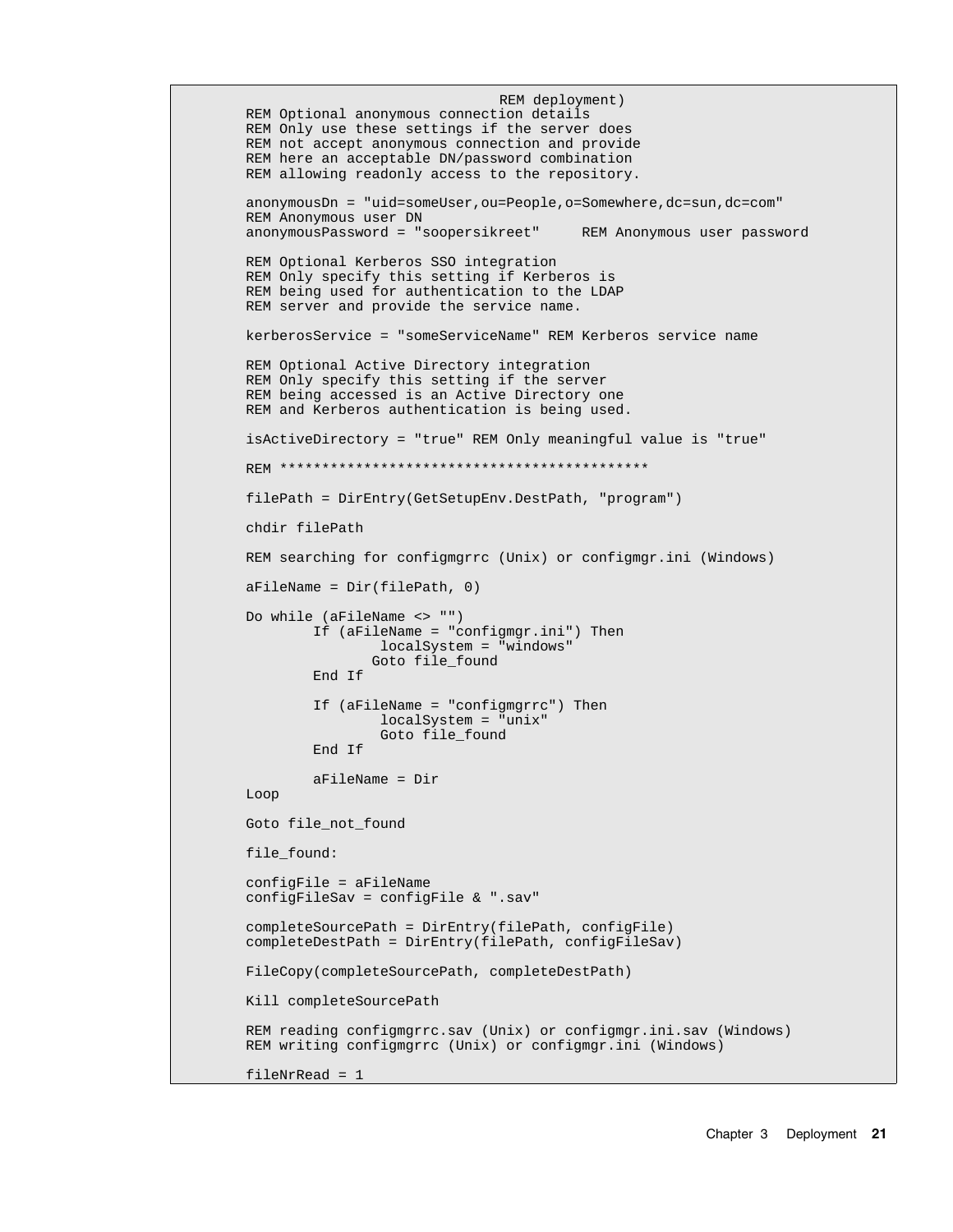```
                                  REM deployment)
REM Optional anonymous connection details
REM Only use these settings if the server does
REM not accept anonymous connection and provide
REM here an acceptable DN/password combination
REM allowing readonly access to the repository.

anonymousDn = "uid=someUser,ou=People,o=Somewhere,dc=sun,dc=com"
REM Anonymous user DN
anonymousPassword = "soopersikreet"     REM Anonymous user password

REM Optional Kerberos SSO integration
REM Only specify this setting if Kerberos is
REM being used for authentication to the LDAP
REM server and provide the service name.

kerberosService = "someServiceName" REM Kerberos service name

REM Optional Active Directory integration
REM Only specify this setting if the server
REM being accessed is an Active Directory one
REM and Kerberos authentication is being used.

isActiveDirectory = "true" REM Only meaningful value is "true"

REM ********************************************

filePath = DirEntry(GetSetupEnv.DestPath, "program")

chdir filePath

REM searching for configmgrrc (Unix) or configmgr.ini (Windows)

aFileName = Dir(filePath, 0)

Do while (aFileName <> "")
        If (aFileName = "configmgr.ini") Then
                localSystem = "windows"
               Goto file_found
        End If

        If (aFileName = "configmgrrc") Then
                localSystem = "unix"
                Goto file_found
        End If

        aFileName = Dir
Loop

Goto file_not_found

file_found:

configFile = aFileName
configFileSav = configFile & ".sav"

completeSourcePath = DirEntry(filePath, configFile)
completeDestPath = DirEntry(filePath, configFileSav)

FileCopy(completeSourcePath, completeDestPath)

Kill completeSourcePath

REM reading configmgrrc.sav (Unix) or configmgr.ini.sav (Windows)
REM writing configmgrrc (Unix) or configmgr.ini (Windows)

fileNrRead = 1
```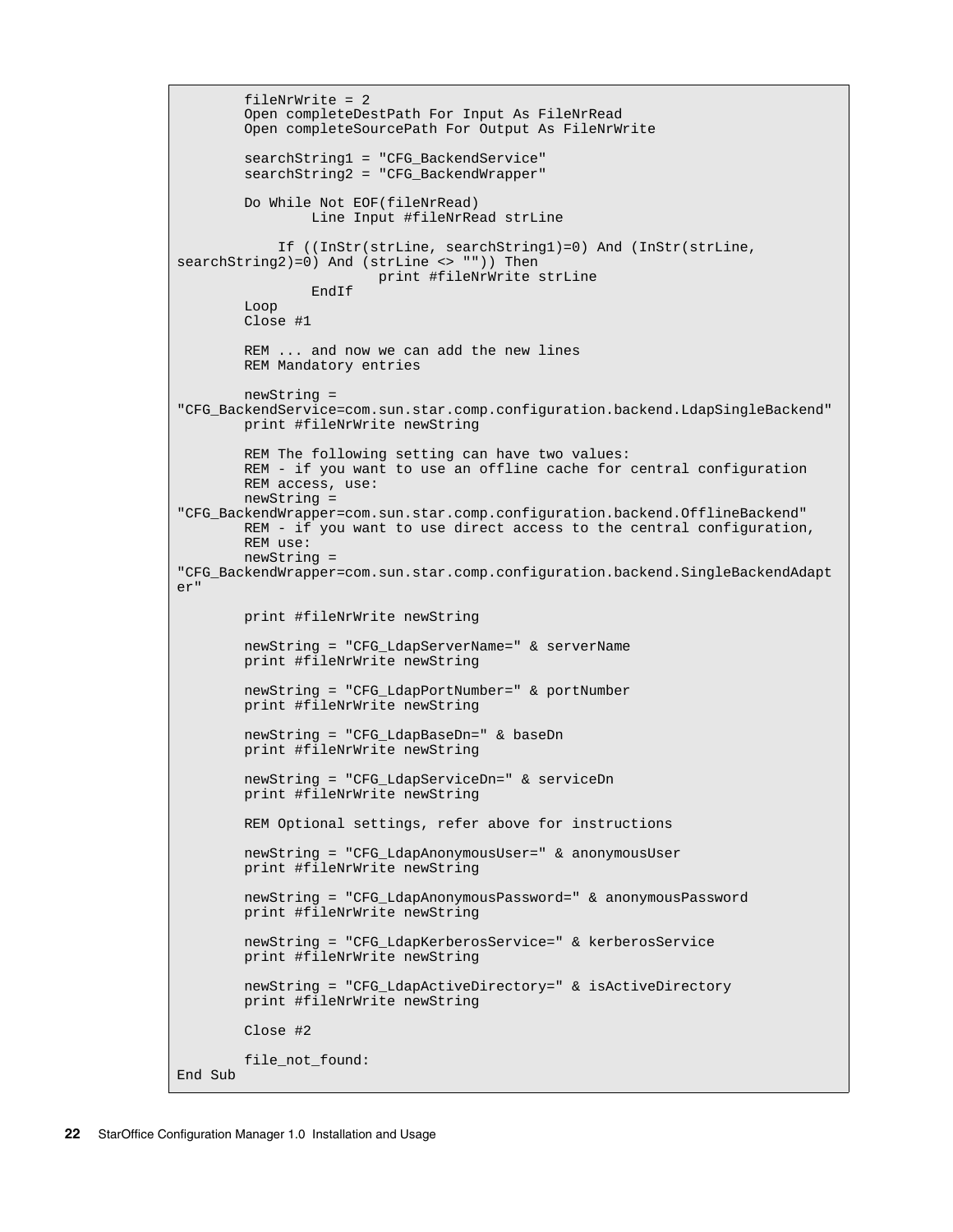```
        fileNrWrite = 2
        Open completeDestPath For Input As FileNrRead
        Open completeSourcePath For Output As FileNrWrite

        searchString1 = "CFG_BackendService"
        searchString2 = "CFG_BackendWrapper"

        Do While Not EOF(fileNrRead)
                Line Input #fileNrRead strLine

            If ((InStr(strLine, searchString1)=0) And (InStr(strLine,
searchString2)=0) And (strLine <> "")) Then
                        print #fileNrWrite strLine
                EndIf
        Loop
        Close #1

        REM ... and now we can add the new lines
        REM Mandatory entries

        newString =
"CFG_BackendService=com.sun.star.comp.configuration.backend.LdapSingleBackend"
        print #fileNrWrite newString

        REM The following setting can have two values:
        REM - if you want to use an offline cache for central configuration
        REM access, use:
        newString =
"CFG_BackendWrapper=com.sun.star.comp.configuration.backend.OfflineBackend"
        REM - if you want to use direct access to the central configuration,
        REM use:
        newString =
"CFG_BackendWrapper=com.sun.star.comp.configuration.backend.SingleBackendAdapt
er"

        print #fileNrWrite newString

        newString = "CFG_LdapServerName=" & serverName
        print #fileNrWrite newString

        newString = "CFG_LdapPortNumber=" & portNumber
        print #fileNrWrite newString

        newString = "CFG_LdapBaseDn=" & baseDn
        print #fileNrWrite newString

        newString = "CFG_LdapServiceDn=" & serviceDn
        print #fileNrWrite newString

        REM Optional settings, refer above for instructions

        newString = "CFG_LdapAnonymousUser=" & anonymousUser
        print #fileNrWrite newString

        newString = "CFG_LdapAnonymousPassword=" & anonymousPassword
        print #fileNrWrite newString

        newString = "CFG_LdapKerberosService=" & kerberosService
        print #fileNrWrite newString

        newString = "CFG_LdapActiveDirectory=" & isActiveDirectory
        print #fileNrWrite newString

        Close #2

        file_not_found:
End Sub
```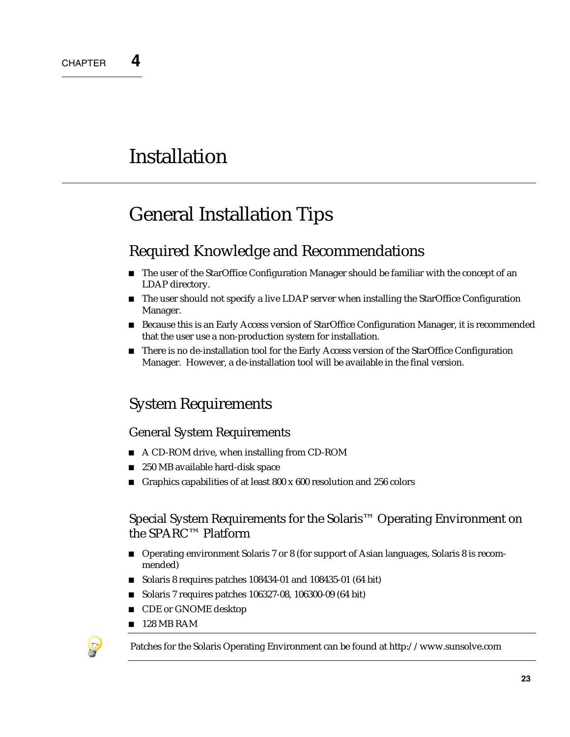CHAPTER **4**

# Installation

## General Installation Tips

### Required Knowledge and Recommendations

- The user of the StarOffice Configuration Manager should be familiar with the concept of an LDAP directory.
- The user should not specify a live LDAP server when installing the StarOffice Configuration Manager.
- Because this is an Early Access version of StarOffice Configuration Manager, it is recommended that the user use a non-production system for installation.
- There is no de-installation tool for the Early Access version of the StarOffice Configuration Manager. However, a de-installation tool will be available in the final version.

### System Requirements

#### General System Requirements

- A CD-ROM drive, when installing from CD-ROM
- 250 MB available hard-disk space
- Graphics capabilities of at least 800 x 600 resolution and 256 colors

#### Special System Requirements for the Solaris™ Operating Environment on the SPARC™ Platform

- Operating environment Solaris 7 or 8 (for support of Asian languages, Solaris 8 is recommended)
- Solaris 8 requires patches 108434-01 and 108435-01 (64 bit)
- Solaris 7 requires patches 106327-08, 106300-09 (64 bit)
- CDE or GNOME desktop
- 128 MB RAM

---

Patches for the Solaris Operating Environment can be found at http://www.sunsolve.com

---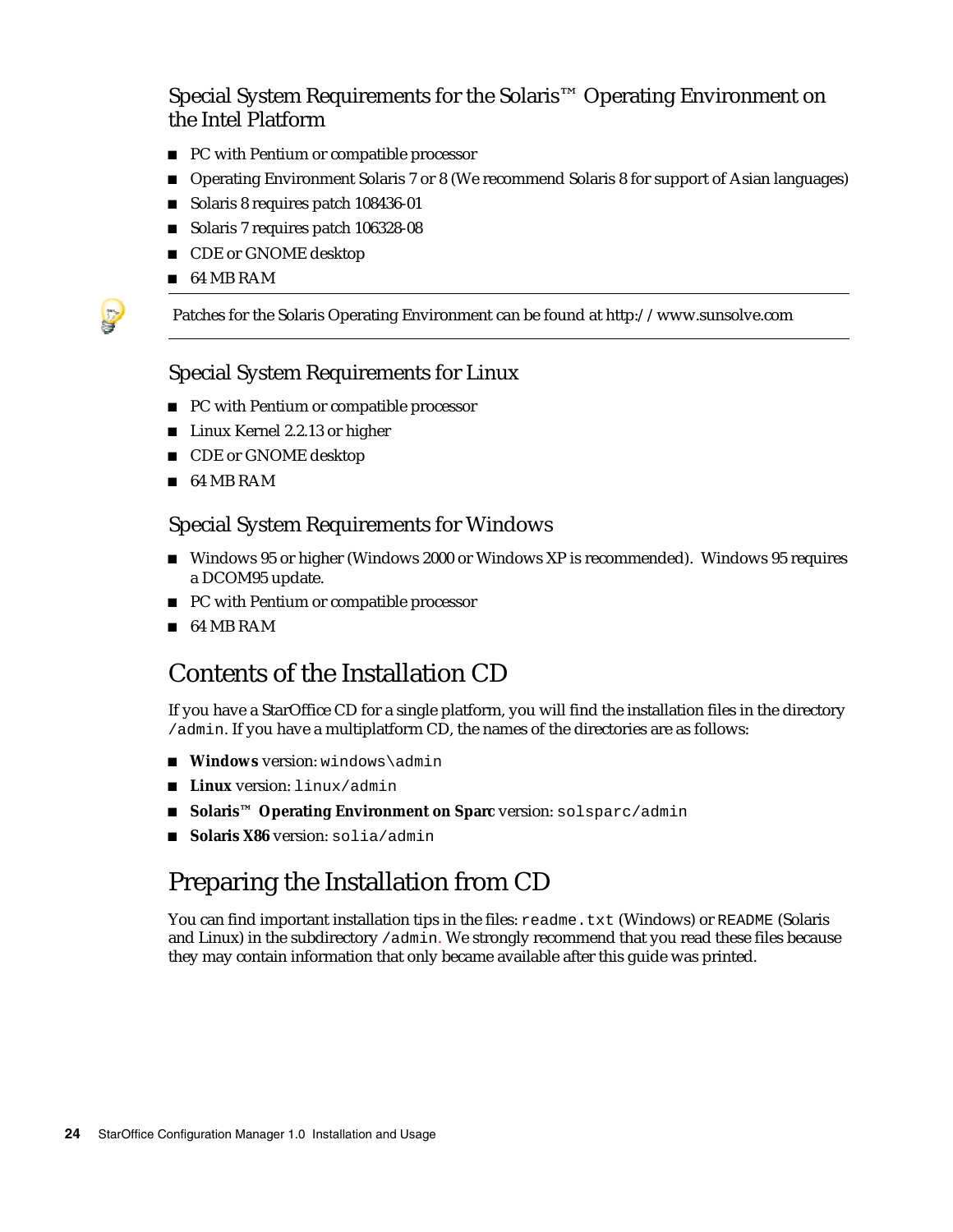### Special System Requirements for the Solaris™ Operating Environment on the Intel Platform

- PC with Pentium or compatible processor
- Operating Environment Solaris 7 or 8 (We recommend Solaris 8 for support of Asian languages)
- Solaris 8 requires patch 108436-01
- Solaris 7 requires patch 106328-08
- CDE or GNOME desktop
- 64 MB RAM

---

Patches for the Solaris Operating Environment can be found at http:// www.sunsolve.com

---

### Special System Requirements for Linux

- PC with Pentium or compatible processor
- Linux Kernel 2.2.13 or higher
- CDE or GNOME desktop
- 64 MB RAM

### Special System Requirements for Windows

- Windows 95 or higher (Windows 2000 or Windows XP is recommended). Windows 95 requires a DCOM95 update.
- PC with Pentium or compatible processor
- 64 MB RAM

## Contents of the Installation CD

If you have a StarOffice CD for a single platform, you will find the installation files in the directory `/admin`. If you have a multiplatform CD, the names of the directories are as follows:

- **Windows** version: `windows\admin`
- **Linux** version: `linux/admin`
- **Solaris™ Operating Environment on Sparc** version: `solsparc/admin`
- **Solaris X86** version: `solia/admin`

## Preparing the Installation from CD

You can find important installation tips in the files: `readme.txt` (Windows) or `README` (Solaris and Linux) in the subdirectory `/admin`. We strongly recommend that you read these files because they may contain information that only became available after this guide was printed.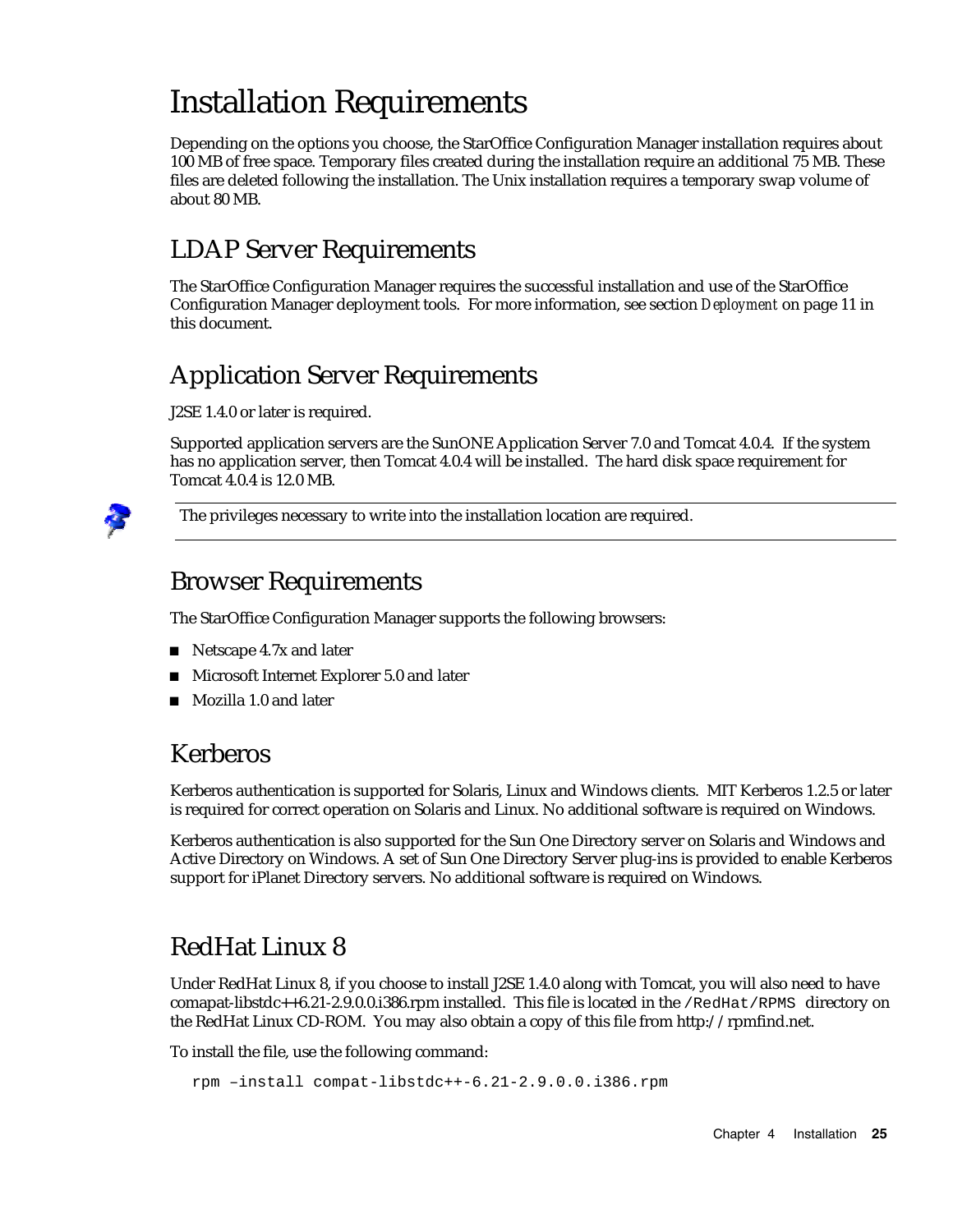# Installation Requirements

Depending on the options you choose, the StarOffice Configuration Manager installation requires about 100 MB of free space. Temporary files created during the installation require an additional 75 MB. These files are deleted following the installation. The Unix installation requires a temporary swap volume of about 80 MB.

## LDAP Server Requirements

The StarOffice Configuration Manager requires the successful installation and use of the StarOffice Configuration Manager deployment tools. For more information, see section *Deployment* on page 11 in this document.

## Application Server Requirements

J2SE 1.4.0 or later is required.

Supported application servers are the SunONE Application Server 7.0 and Tomcat 4.0.4. If the system has no application server, then Tomcat 4.0.4 will be installed. The hard disk space requirement for Tomcat 4.0.4 is 12.0 MB.

> The privileges necessary to write into the installation location are required.

## Browser Requirements

The StarOffice Configuration Manager supports the following browsers:

- Netscape 4.7x and later
- Microsoft Internet Explorer 5.0 and later
- Mozilla 1.0 and later

## Kerberos

Kerberos authentication is supported for Solaris, Linux and Windows clients. MIT Kerberos 1.2.5 or later is required for correct operation on Solaris and Linux. No additional software is required on Windows.

Kerberos authentication is also supported for the Sun One Directory server on Solaris and Windows and Active Directory on Windows. A set of Sun One Directory Server plug-ins is provided to enable Kerberos support for iPlanet Directory servers. No additional software is required on Windows.

## RedHat Linux 8

Under RedHat Linux 8, if you choose to install J2SE 1.4.0 along with Tomcat, you will also need to have comapat-libstdc++6.21-2.9.0.0.i386.rpm installed. This file is located in the `/RedHat/RPMS` directory on the RedHat Linux CD-ROM. You may also obtain a copy of this file from http://rpmfind.net.

To install the file, use the following command:

```
rpm –install compat-libstdc++-6.21-2.9.0.0.i386.rpm
```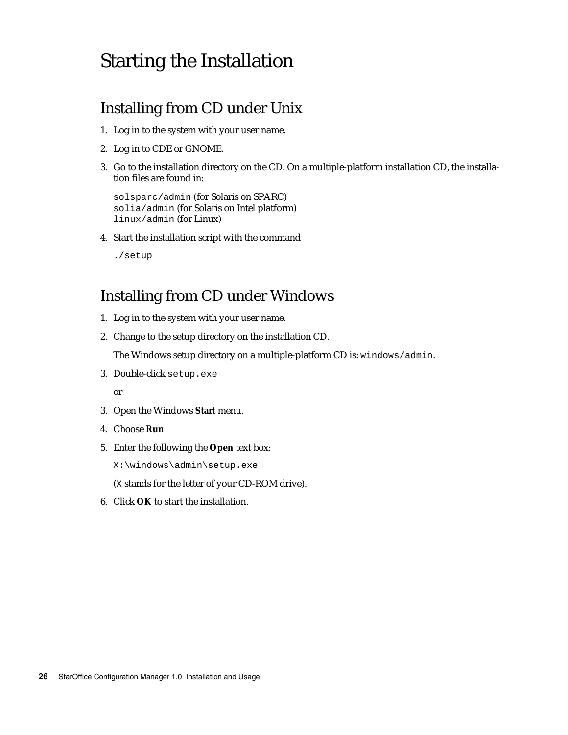# Starting the Installation

## Installing from CD under Unix

1. Log in to the system with your user name.
2. Log in to CDE or GNOME.
3. Go to the installation directory on the CD. On a multiple-platform installation CD, the installation files are found in:

   `solsparc/admin` (for Solaris on SPARC)
   `solia/admin` (for Solaris on Intel platform)
   `linux/admin` (for Linux)

4. Start the installation script with the command

   ```
   ./setup
   ```

## Installing from CD under Windows

1. Log in to the system with your user name.
2. Change to the setup directory on the installation CD.

   The Windows setup directory on a multiple-platform CD is: `windows/admin`.

3. Double-click `setup.exe`

   or

3. Open the Windows **Start** menu.
4. Choose **Run**
5. Enter the following the **Open** text box:

   ```
   X:\windows\admin\setup.exe
   ```

   (`X` stands for the letter of your CD-ROM drive).

6. Click **OK** to start the installation.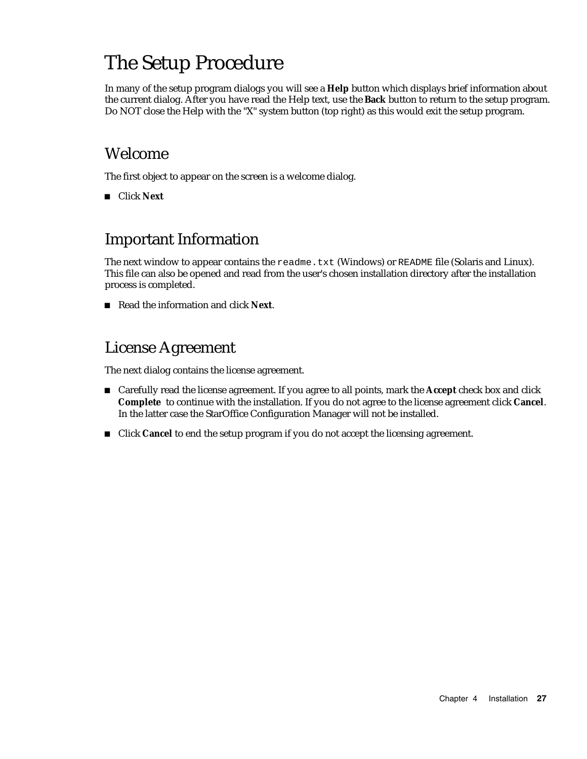# The Setup Procedure

In many of the setup program dialogs you will see a **Help** button which displays brief information about the current dialog. After you have read the Help text, use the **Back** button to return to the setup program. Do NOT close the Help with the "X" system button (top right) as this would exit the setup program.

## Welcome

The first object to appear on the screen is a welcome dialog.

- Click **Next**

## Important Information

The next window to appear contains the `readme.txt` (Windows) or `README` file (Solaris and Linux). This file can also be opened and read from the user's chosen installation directory after the installation process is completed.

- Read the information and click **Next**.

## License Agreement

The next dialog contains the license agreement.

- Carefully read the license agreement. If you agree to all points, mark the **Accept** check box and click **Complete** to continue with the installation. If you do not agree to the license agreement click **Cancel**. In the latter case the StarOffice Configuration Manager will not be installed.
- Click **Cancel** to end the setup program if you do not accept the licensing agreement.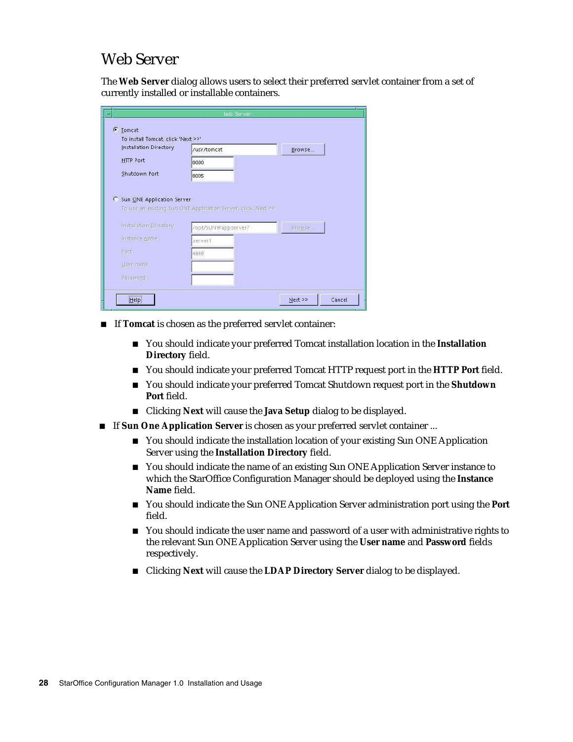# Web Server

The **Web Server** dialog allows users to select their preferred servlet container from a set of currently installed or installable containers.

- If **Tomcat** is chosen as the preferred servlet container:
  - You should indicate your preferred Tomcat installation location in the **Installation Directory** field.
  - You should indicate your preferred Tomcat HTTP request port in the **HTTP Port** field.
  - You should indicate your preferred Tomcat Shutdown request port in the **Shutdown Port** field.
  - Clicking **Next** will cause the **Java Setup** dialog to be displayed.
- If **Sun One Application Server** is chosen as your preferred servlet container ...
  - You should indicate the installation location of your existing Sun ONE Application Server using the **Installation Directory** field.
  - You should indicate the name of an existing Sun ONE Application Server instance to which the StarOffice Configuration Manager should be deployed using the **Instance Name** field.
  - You should indicate the Sun ONE Application Server administration port using the **Port** field.
  - You should indicate the user name and password of a user with administrative rights to the relevant Sun ONE Application Server using the **User name** and **Password** fields respectively.
  - Clicking **Next** will cause the **LDAP Directory Server** dialog to be displayed.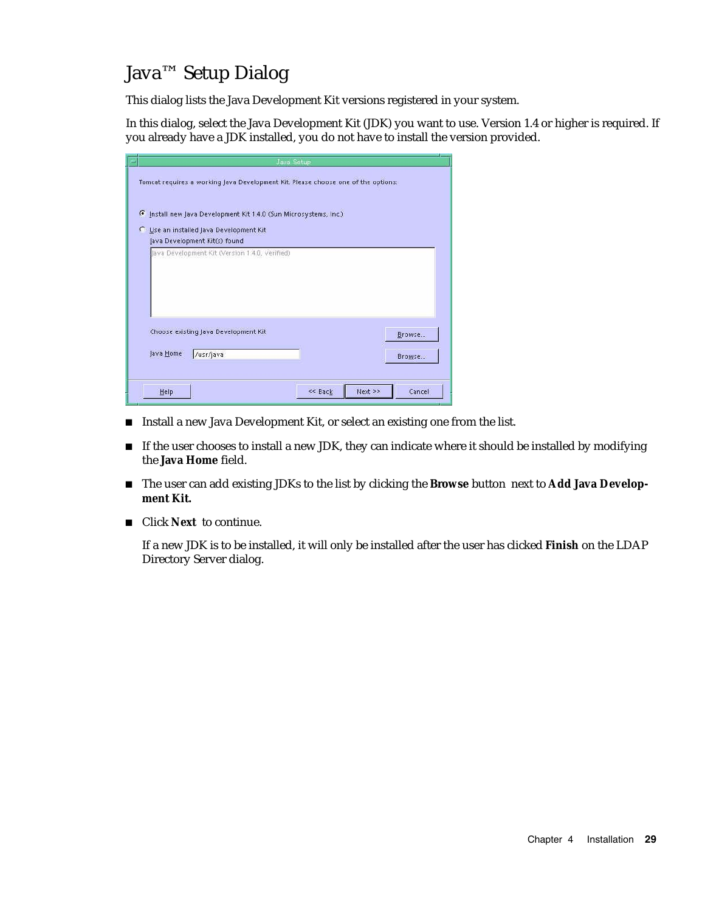# Java™ Setup Dialog

This dialog lists the Java Development Kit versions registered in your system.

In this dialog, select the Java Development Kit (JDK) you want to use. Version 1.4 or higher is required. If you already have a JDK installed, you do not have to install the version provided.

- Install a new Java Development Kit, or select an existing one from the list.
- If the user chooses to install a new JDK, they can indicate where it should be installed by modifying the **Java Home** field.
- The user can add existing JDKs to the list by clicking the **Browse** button next to **Add Java Development Kit.**
- Click **Next** to continue.

  If a new JDK is to be installed, it will only be installed after the user has clicked **Finish** on the LDAP Directory Server dialog.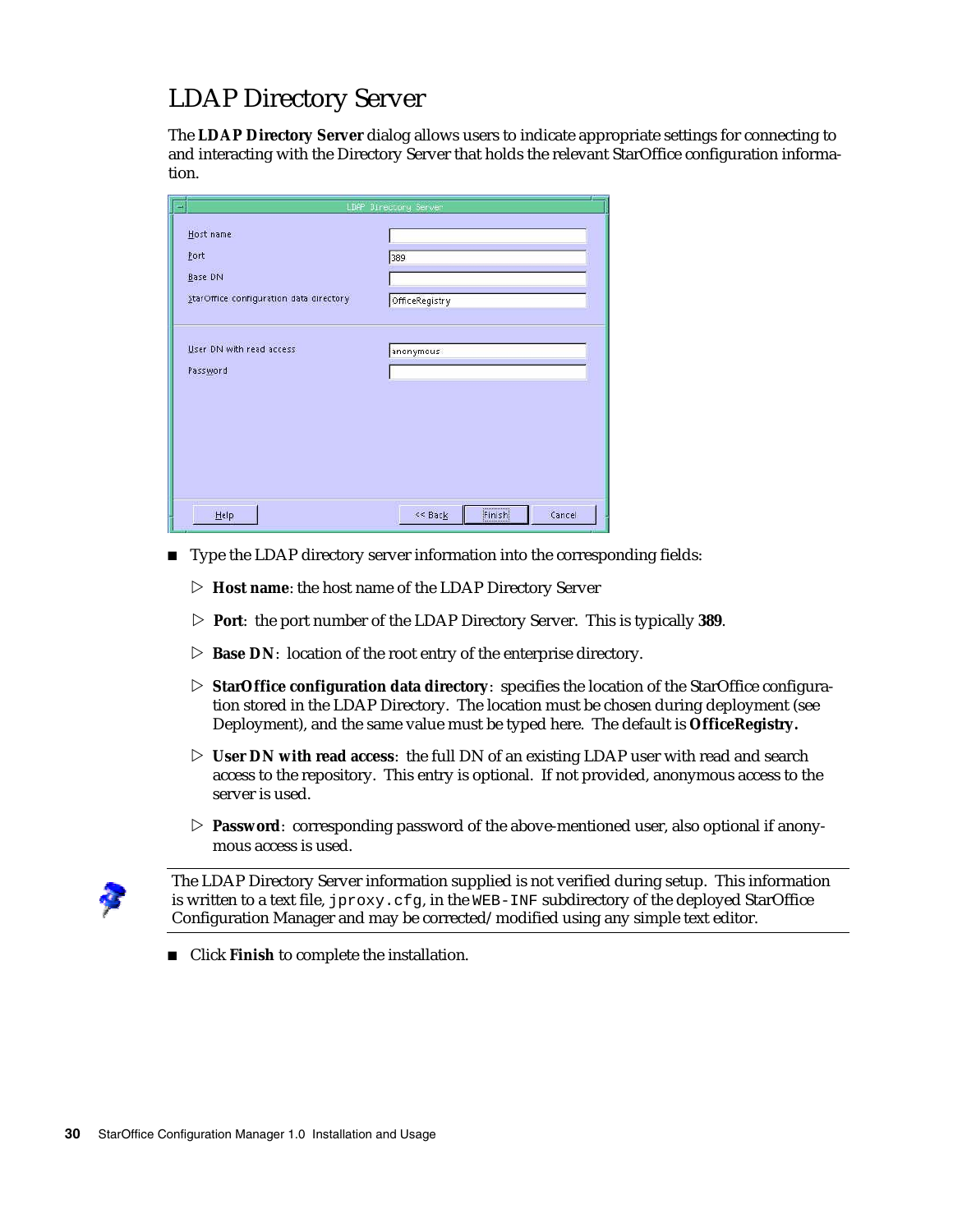# LDAP Directory Server

The **LDAP Directory Server** dialog allows users to indicate appropriate settings for connecting to and interacting with the Directory Server that holds the relevant StarOffice configuration information.

- Type the LDAP directory server information into the corresponding fields:
  - **Host name**: the host name of the LDAP Directory Server
  - **Port**: the port number of the LDAP Directory Server. This is typically **389**.
  - **Base DN**: location of the root entry of the enterprise directory.
  - **StarOffice configuration data directory**: specifies the location of the StarOffice configuration stored in the LDAP Directory. The location must be chosen during deployment (see Deployment), and the same value must be typed here. The default is **OfficeRegistry.**
  - **User DN with read access**: the full DN of an existing LDAP user with read and search access to the repository. This entry is optional. If not provided, anonymous access to the server is used.
  - **Password**: corresponding password of the above-mentioned user, also optional if anonymous access is used.

---

The LDAP Directory Server information supplied is not verified during setup. This information is written to a text file, `jproxy.cfg`, in the `WEB-INF` subdirectory of the deployed StarOffice Configuration Manager and may be corrected/modified using any simple text editor.

---

- Click **Finish** to complete the installation.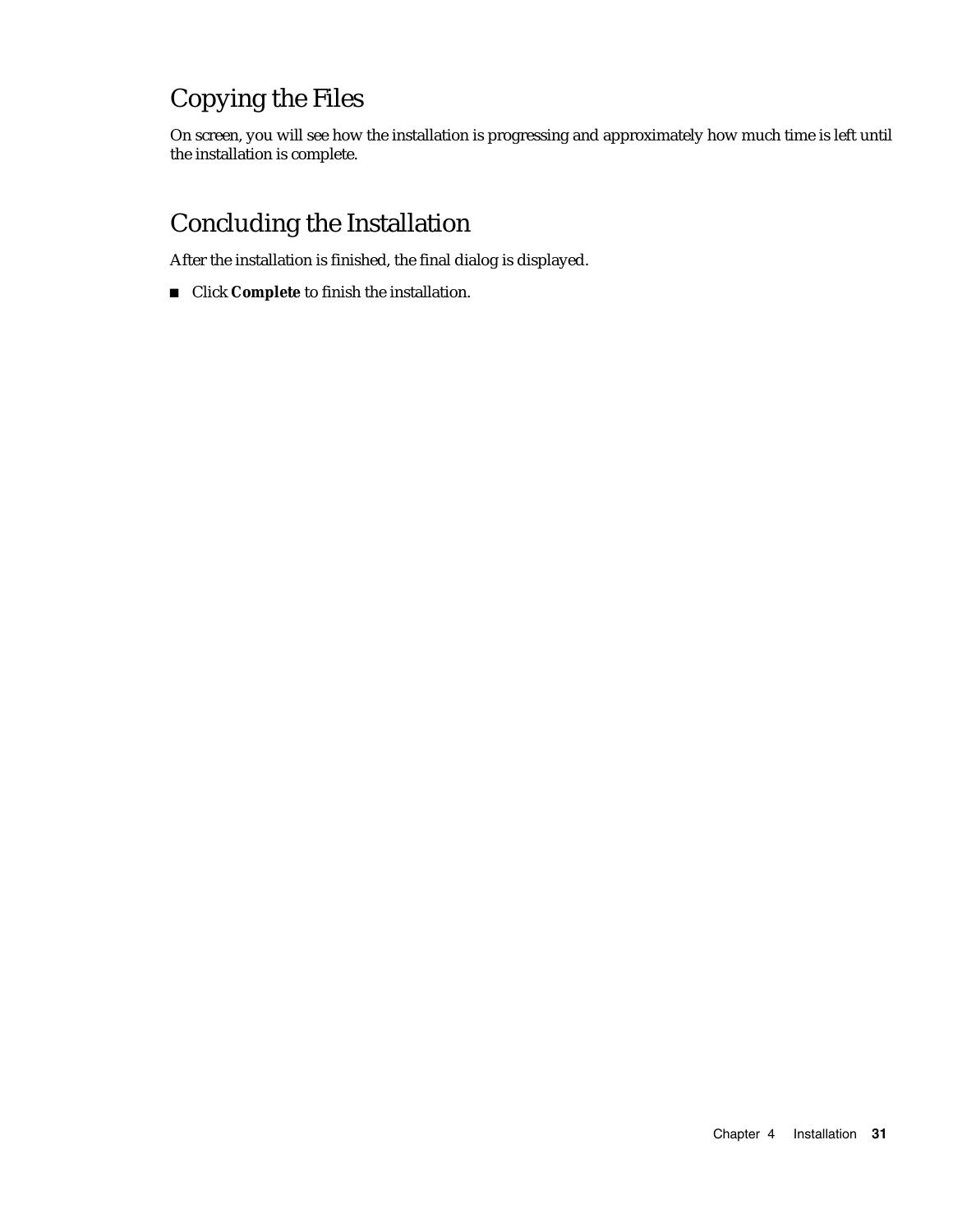## Copying the Files

On screen, you will see how the installation is progressing and approximately how much time is left until the installation is complete.

## Concluding the Installation

After the installation is finished, the final dialog is displayed.

- Click **Complete** to finish the installation.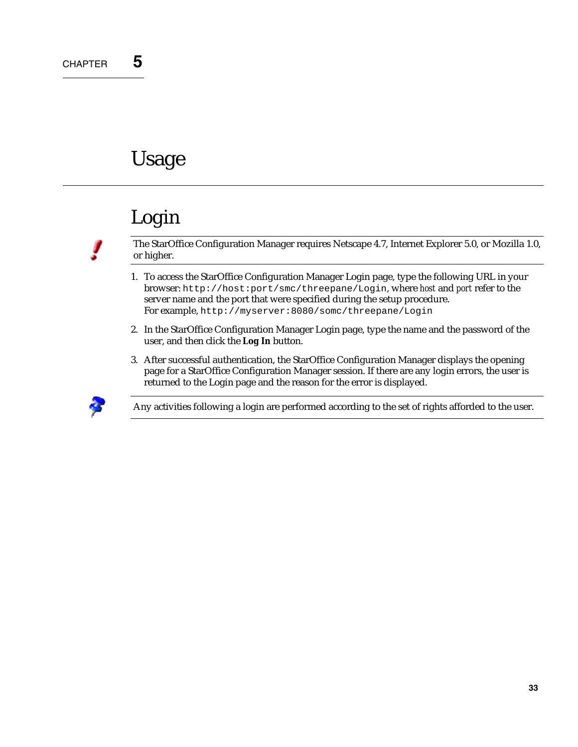CHAPTER **5**

# Usage

## Login

> The StarOffice Configuration Manager requires Netscape 4.7, Internet Explorer 5.0, or Mozilla 1.0, or higher.

1. To access the StarOffice Configuration Manager Login page, type the following URL in your browser: `http://host:port/smc/threepane/Login`, where *host* and *port* refer to the server name and the port that were specified during the setup procedure.
   For example, `http://myserver:8080/somc/threepane/Login`
2. In the StarOffice Configuration Manager Login page, type the name and the password of the user, and then click the **Log In** button.
3. After successful authentication, the StarOffice Configuration Manager displays the opening page for a StarOffice Configuration Manager session. If there are any login errors, the user is returned to the Login page and the reason for the error is displayed.

> Any activities following a login are performed according to the set of rights afforded to the user.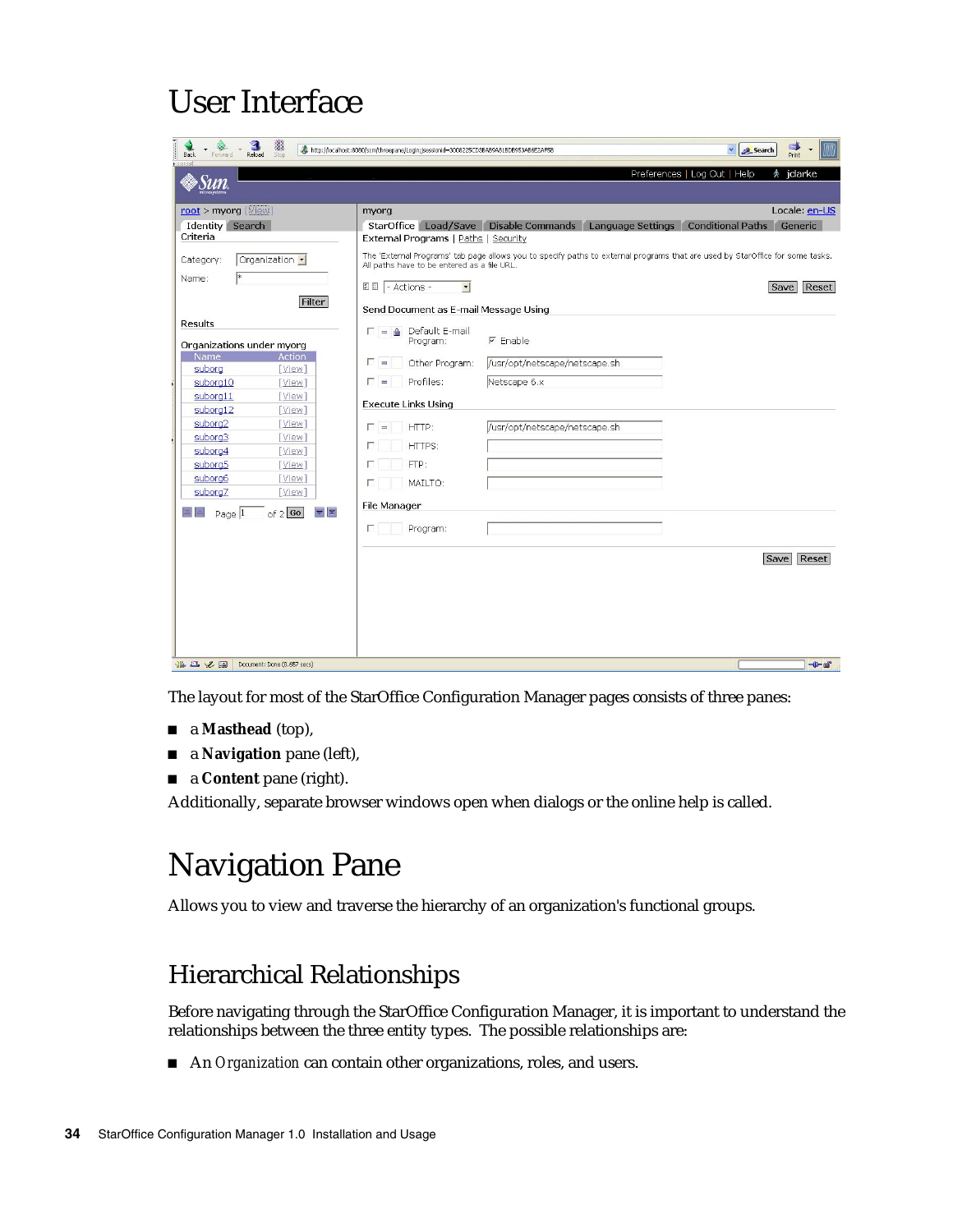# User Interface

The layout for most of the StarOffice Configuration Manager pages consists of three panes:

- a **Masthead** (top),
- a **Navigation** pane (left),
- a **Content** pane (right).

Additionally, separate browser windows open when dialogs or the online help is called.

# Navigation Pane

Allows you to view and traverse the hierarchy of an organization's functional groups.

## Hierarchical Relationships

Before navigating through the StarOffice Configuration Manager, it is important to understand the relationships between the three entity types. The possible relationships are:

- An *Organization* can contain other organizations, roles, and users.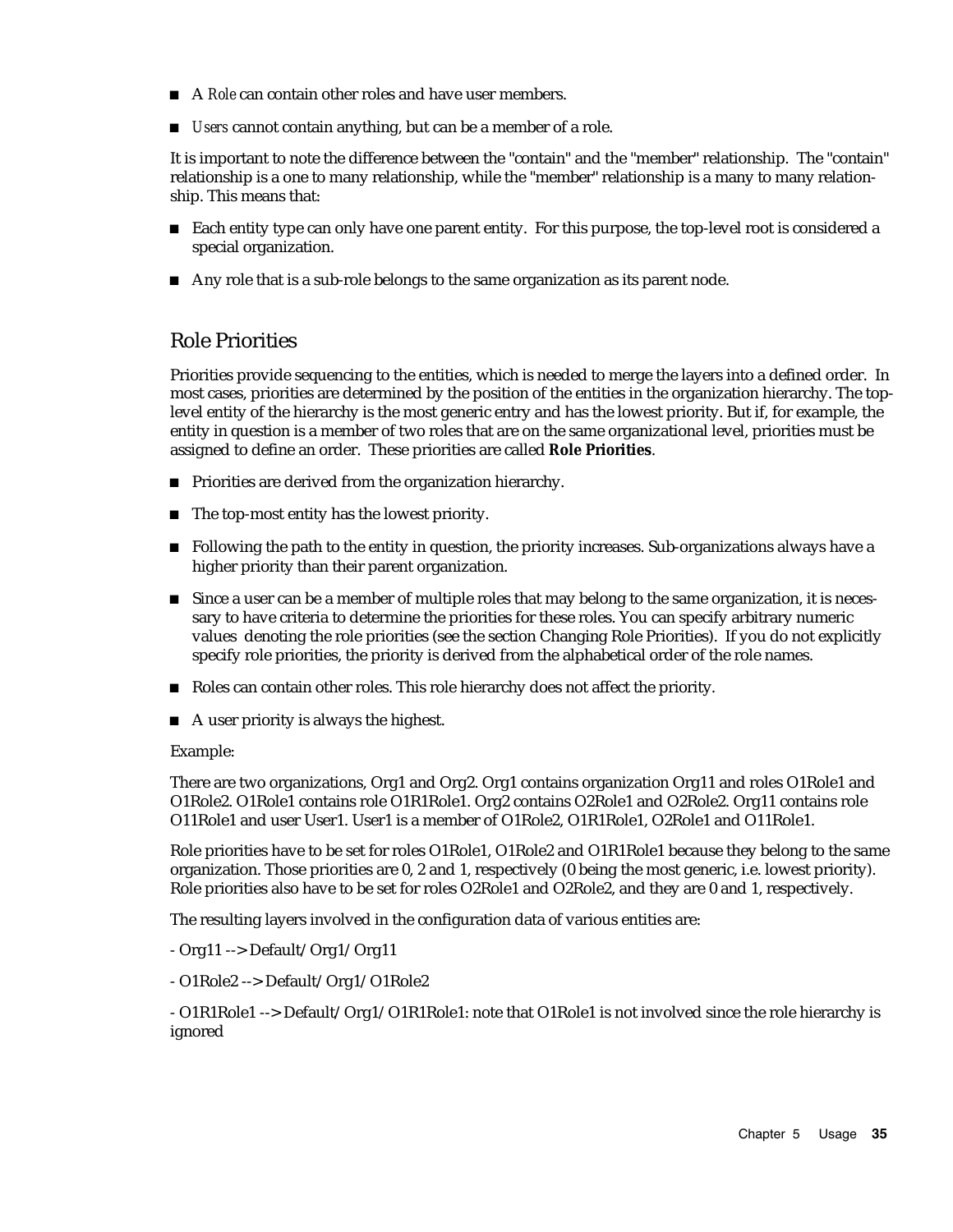- A *Role* can contain other roles and have user members.
- *Users* cannot contain anything, but can be a member of a role.

It is important to note the difference between the "contain" and the "member" relationship. The "contain" relationship is a one to many relationship, while the "member" relationship is a many to many relationship. This means that:

- Each entity type can only have one parent entity. For this purpose, the top-level root is considered a special organization.
- Any role that is a sub-role belongs to the same organization as its parent node.

## Role Priorities

Priorities provide sequencing to the entities, which is needed to merge the layers into a defined order. In most cases, priorities are determined by the position of the entities in the organization hierarchy. The top-level entity of the hierarchy is the most generic entry and has the lowest priority. But if, for example, the entity in question is a member of two roles that are on the same organizational level, priorities must be assigned to define an order. These priorities are called **Role Priorities**.

- Priorities are derived from the organization hierarchy.
- The top-most entity has the lowest priority.
- Following the path to the entity in question, the priority increases. Sub-organizations always have a higher priority than their parent organization.
- Since a user can be a member of multiple roles that may belong to the same organization, it is necessary to have criteria to determine the priorities for these roles. You can specify arbitrary numeric values denoting the role priorities (see the section Changing Role Priorities). If you do not explicitly specify role priorities, the priority is derived from the alphabetical order of the role names.
- Roles can contain other roles. This role hierarchy does not affect the priority.
- A user priority is always the highest.

Example:

There are two organizations, Org1 and Org2. Org1 contains organization Org11 and roles O1Role1 and O1Role2. O1Role1 contains role O1R1Role1. Org2 contains O2Role1 and O2Role2. Org11 contains role O11Role1 and user User1. User1 is a member of O1Role2, O1R1Role1, O2Role1 and O11Role1.

Role priorities have to be set for roles O1Role1, O1Role2 and O1R1Role1 because they belong to the same organization. Those priorities are 0, 2 and 1, respectively (0 being the most generic, i.e. lowest priority). Role priorities also have to be set for roles O2Role1 and O2Role2, and they are 0 and 1, respectively.

The resulting layers involved in the configuration data of various entities are:

- Org11 --> Default/Org1/Org11

- O1Role2 --> Default/Org1/O1Role2

- O1R1Role1 --> Default/Org1/O1R1Role1: note that O1Role1 is not involved since the role hierarchy is ignored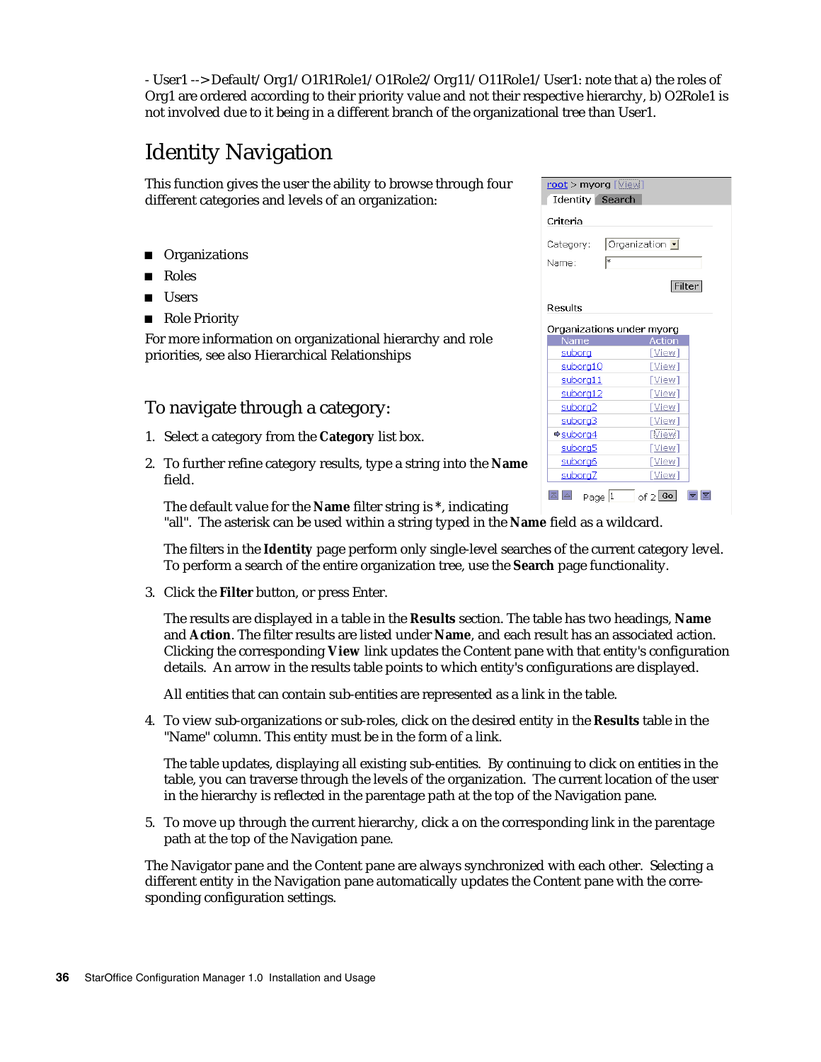- User1 --> Default/Org1/O1R1Role1/O1Role2/Org11/O11Role1/User1: note that a) the roles of Org1 are ordered according to their priority value and not their respective hierarchy, b) O2Role1 is not involved due to it being in a different branch of the organizational tree than User1.

# Identity Navigation

This function gives the user the ability to browse through four different categories and levels of an organization:

- Organizations
- Roles
- Users
- Role Priority

For more information on organizational hierarchy and role priorities, see also Hierarchical Relationships

## To navigate through a category:

1. Select a category from the **Category** list box.
2. To further refine category results, type a string into the **Name** field.

   The default value for the **Name** filter string is *, indicating "all". The asterisk can be used within a string typed in the **Name** field as a wildcard.

   The filters in the **Identity** page perform only single-level searches of the current category level. To perform a search of the entire organization tree, use the **Search** page functionality.

3. Click the **Filter** button, or press Enter.

   The results are displayed in a table in the **Results** section. The table has two headings, **Name** and **Action**. The filter results are listed under **Name**, and each result has an associated action. Clicking the corresponding **View** link updates the Content pane with that entity's configuration details. An arrow in the results table points to which entity's configurations are displayed.

   All entities that can contain sub-entities are represented as a link in the table.

4. To view sub-organizations or sub-roles, click on the desired entity in the **Results** table in the "Name" column. This entity must be in the form of a link.

   The table updates, displaying all existing sub-entities. By continuing to click on entities in the table, you can traverse through the levels of the organization. The current location of the user in the hierarchy is reflected in the parentage path at the top of the Navigation pane.

5. To move up through the current hierarchy, click a on the corresponding link in the parentage path at the top of the Navigation pane.

The Navigator pane and the Content pane are always synchronized with each other. Selecting a different entity in the Navigation pane automatically updates the Content pane with the corresponding configuration settings.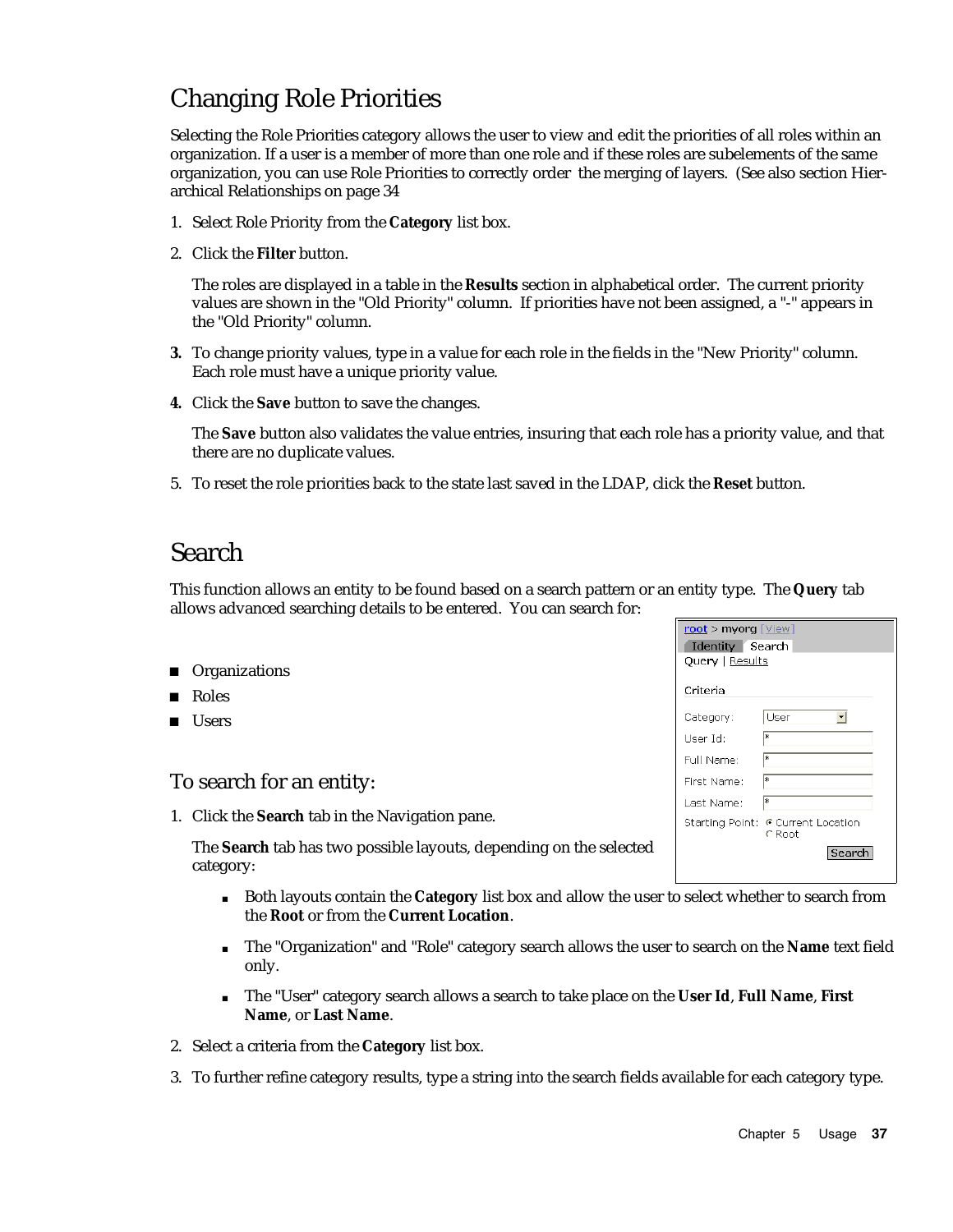## Changing Role Priorities

Selecting the Role Priorities category allows the user to view and edit the priorities of all roles within an organization. If a user is a member of more than one role and if these roles are subelements of the same organization, you can use Role Priorities to correctly order the merging of layers. (See also section Hierarchical Relationships on page 34

1. Select Role Priority from the **Category** list box.
2. Click the **Filter** button.

   The roles are displayed in a table in the **Results** section in alphabetical order. The current priority values are shown in the "Old Priority" column. If priorities have not been assigned, a "-" appears in the "Old Priority" column.

3. To change priority values, type in a value for each role in the fields in the "New Priority" column. Each role must have a unique priority value.
4. Click the **Save** button to save the changes.

   The **Save** button also validates the value entries, insuring that each role has a priority value, and that there are no duplicate values.

5. To reset the role priorities back to the state last saved in the LDAP, click the **Reset** button.

## Search

This function allows an entity to be found based on a search pattern or an entity type. The **Query** tab allows advanced searching details to be entered. You can search for:

- Organizations
- Roles
- Users

root > myorg [View]
Identity Search
Query | Results

Criteria

| | |
|---|---|
| Category: | User |
| User Id: | * |
| Full Name: | * |
| First Name: | * |
| Last Name: | * |
| Starting Point: | Current Location / Root |

Search

### To search for an entity:

1. Click the **Search** tab in the Navigation pane.

   The **Search** tab has two possible layouts, depending on the selected category:

   - Both layouts contain the **Category** list box and allow the user to select whether to search from the **Root** or from the **Current Location**.
   - The "Organization" and "Role" category search allows the user to search on the **Name** text field only.
   - The "User" category search allows a search to take place on the **User Id**, **Full Name**, **First Name**, or **Last Name**.

2. Select a criteria from the **Category** list box.
3. To further refine category results, type a string into the search fields available for each category type.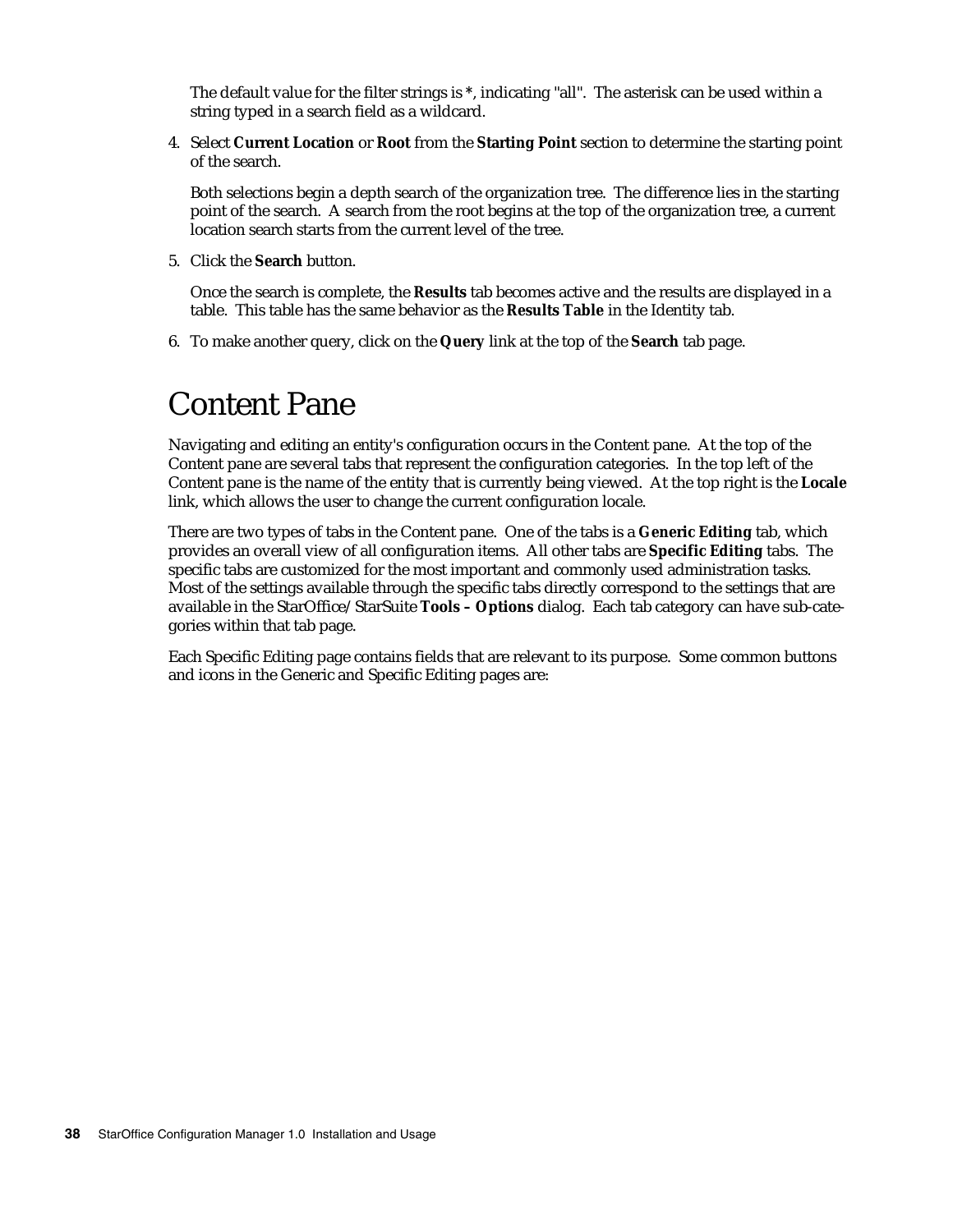The default value for the filter strings is *, indicating "all". The asterisk can be used within a string typed in a search field as a wildcard.

4. Select **Current Location** or **Root** from the **Starting Point** section to determine the starting point of the search.

   Both selections begin a depth search of the organization tree. The difference lies in the starting point of the search. A search from the root begins at the top of the organization tree, a current location search starts from the current level of the tree.

5. Click the **Search** button.

   Once the search is complete, the **Results** tab becomes active and the results are displayed in a table. This table has the same behavior as the **Results Table** in the Identity tab.

6. To make another query, click on the **Query** link at the top of the **Search** tab page.

# Content Pane

Navigating and editing an entity's configuration occurs in the Content pane. At the top of the Content pane are several tabs that represent the configuration categories. In the top left of the Content pane is the name of the entity that is currently being viewed. At the top right is the **Locale** link, which allows the user to change the current configuration locale.

There are two types of tabs in the Content pane. One of the tabs is a **Generic Editing** tab, which provides an overall view of all configuration items. All other tabs are **Specific Editing** tabs. The specific tabs are customized for the most important and commonly used administration tasks. Most of the settings available through the specific tabs directly correspond to the settings that are available in the StarOffice/StarSuite **Tools – Options** dialog. Each tab category can have sub-categories within that tab page.

Each Specific Editing page contains fields that are relevant to its purpose. Some common buttons and icons in the Generic and Specific Editing pages are: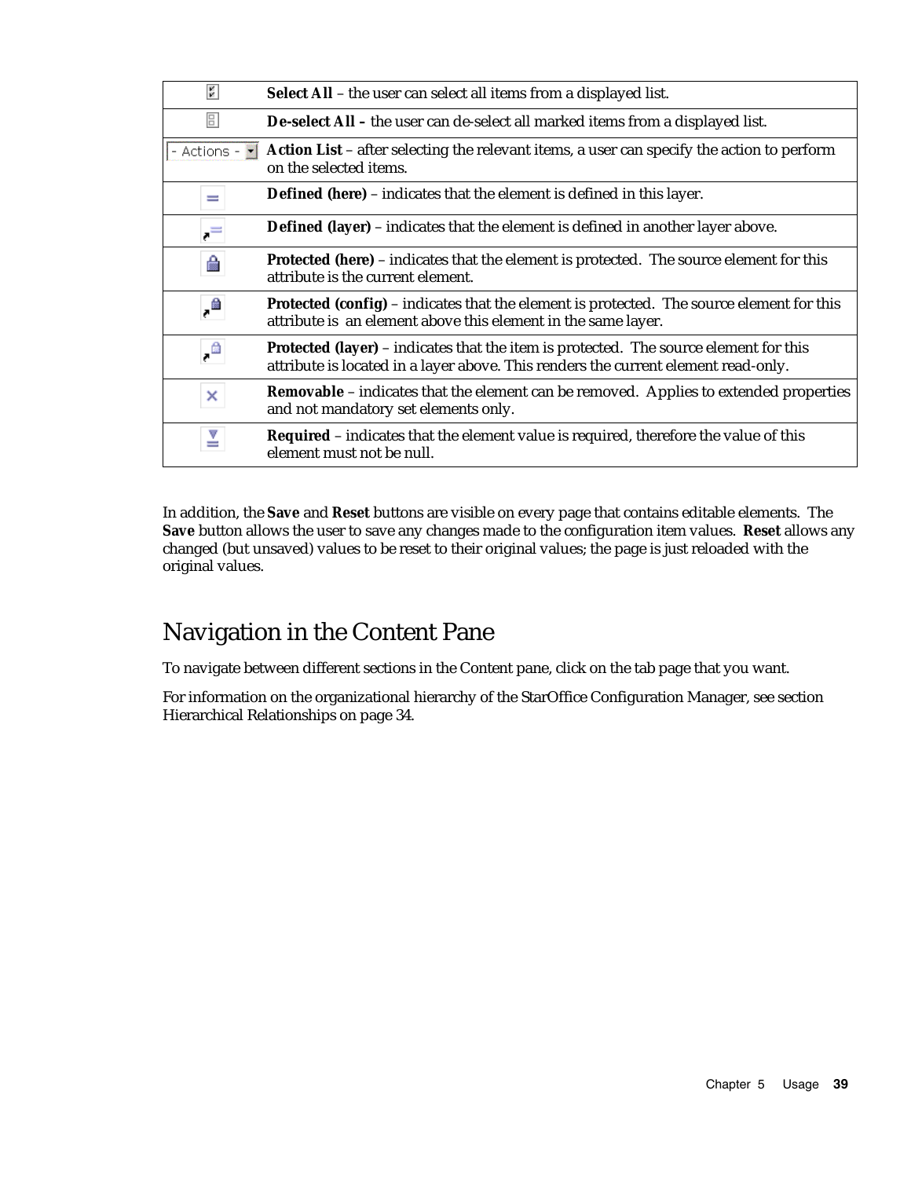| | |
|---|---|
| | **Select All** – the user can select all items from a displayed list. |
| | **De-select All –** the user can de-select all marked items from a displayed list. |
| - Actions - | **Action List** – after selecting the relevant items, a user can specify the action to perform on the selected items. |
| | **Defined (here)** – indicates that the element is defined in this layer. |
| | **Defined (layer)** – indicates that the element is defined in another layer above. |
| | **Protected (here)** – indicates that the element is protected. The source element for this attribute is the current element. |
| | **Protected (config)** – indicates that the element is protected. The source element for this attribute is an element above this element in the same layer. |
| | **Protected (layer)** – indicates that the item is protected. The source element for this attribute is located in a layer above. This renders the current element read-only. |
| | **Removable** – indicates that the element can be removed. Applies to extended properties and not mandatory set elements only. |
| | **Required** – indicates that the element value is required, therefore the value of this element must not be null. |

In addition, the **Save** and **Reset** buttons are visible on every page that contains editable elements. The **Save** button allows the user to save any changes made to the configuration item values. **Reset** allows any changed (but unsaved) values to be reset to their original values; the page is just reloaded with the original values.

# Navigation in the Content Pane

To navigate between different sections in the Content pane, click on the tab page that you want.

For information on the organizational hierarchy of the StarOffice Configuration Manager, see section Hierarchical Relationships on page 34.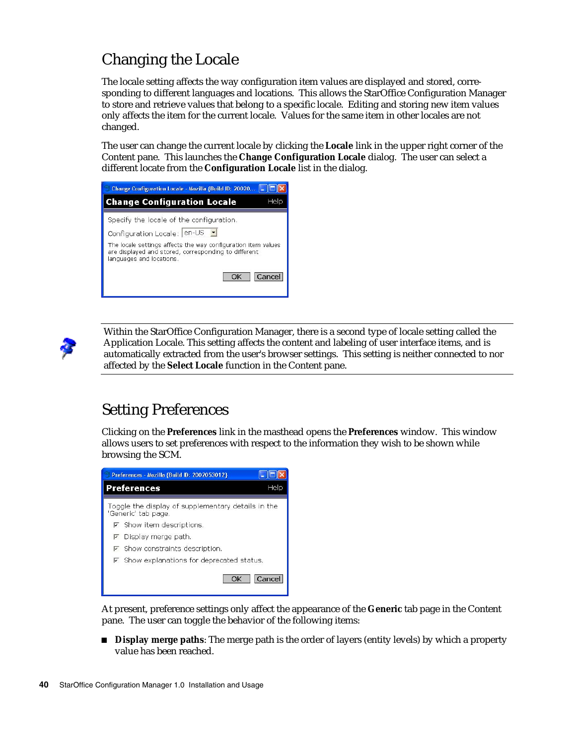## Changing the Locale

The locale setting affects the way configuration item values are displayed and stored, corresponding to different languages and locations. This allows the StarOffice Configuration Manager to store and retrieve values that belong to a specific locale. Editing and storing new item values only affects the item for the current locale. Values for the same item in other locales are not changed.

The user can change the current locale by clicking the **Locale** link in the upper right corner of the Content pane. This launches the **Change Configuration Locale** dialog. The user can select a different locate from the **Configuration Locale** list in the dialog.

Within the StarOffice Configuration Manager, there is a second type of locale setting called the Application Locale. This setting affects the content and labeling of user interface items, and is automatically extracted from the user's browser settings. This setting is neither connected to nor affected by the **Select Locale** function in the Content pane.

## Setting Preferences

Clicking on the **Preferences** link in the masthead opens the **Preferences** window. This window allows users to set preferences with respect to the information they wish to be shown while browsing the SCM.

At present, preference settings only affect the appearance of the **Generic** tab page in the Content pane. The user can toggle the behavior of the following items:

- **Display merge paths**: The merge path is the order of layers (entity levels) by which a property value has been reached.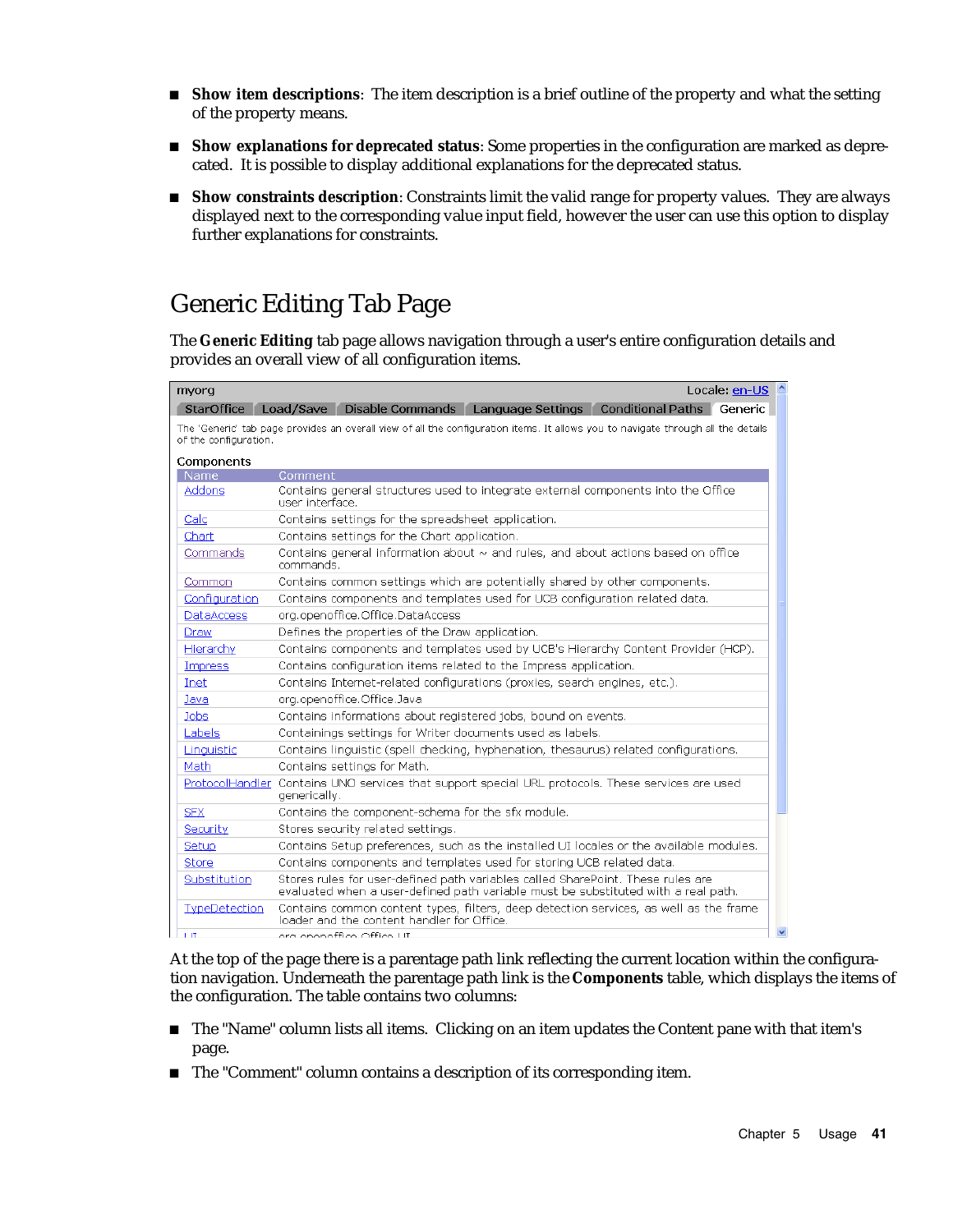- **Show item descriptions**: The item description is a brief outline of the property and what the setting of the property means.
- **Show explanations for deprecated status**: Some properties in the configuration are marked as deprecated. It is possible to display additional explanations for the deprecated status.
- **Show constraints description**: Constraints limit the valid range for property values. They are always displayed next to the corresponding value input field, however the user can use this option to display further explanations for constraints.

## Generic Editing Tab Page

The **Generic Editing** tab page allows navigation through a user's entire configuration details and provides an overall view of all configuration items.

myorg — Locale: en-US

StarOffice | Load/Save | Disable Commands | Language Settings | Conditional Paths | Generic

The 'Generic' tab page provides an overall view of all the configuration items. It allows you to navigate through all the details of the configuration.

Components

| Name | Comment |
|---|---|
| Addons | Contains general structures used to integrate external components into the Office user interface. |
| Calc | Contains settings for the spreadsheet application. |
| Chart | Contains settings for the Chart application. |
| Commands | Contains general information about ~ and rules, and about actions based on office commands. |
| Common | Contains common settings which are potentially shared by other components. |
| Configuration | Contains components and templates used for UCB configuration related data. |
| DataAccess | org.openoffice.Office.DataAccess |
| Draw | Defines the properties of the Draw application. |
| Hierarchy | Contains components and templates used by UCB's Hierarchy Content Provider (HCP). |
| Impress | Contains configuration items related to the Impress application. |
| Inet | Contains Internet-related configurations (proxies, search engines, etc.). |
| Java | org.openoffice.Office.Java |
| Jobs | Contains informations about registered jobs, bound on events. |
| Labels | Containings settings for Writer documents used as labels. |
| Linguistic | Contains linguistic (spell checking, hyphenation, thesaurus) related configurations. |
| Math | Contains settings for Math. |
| ProtocolHandler | Contains UNO services that support special URL protocols. These services are used generically. |
| SFX | Contains the component-schema for the sfx module. |
| Security | Stores security related settings. |
| Setup | Contains Setup preferences, such as the installed UI locales or the available modules. |
| Store | Contains components and templates used for storing UCB related data. |
| Substitution | Stores rules for user-defined path variables called SharePoint. These rules are evaluated when a user-defined path variable must be substituted with a real path. |
| TypeDetection | Contains common content types, filters, deep detection services, as well as the frame loader and the content handler for Office. |
| UI | org.openoffice.Office.UI |

At the top of the page there is a parentage path link reflecting the current location within the configuration navigation. Underneath the parentage path link is the **Components** table, which displays the items of the configuration. The table contains two columns:

- The "Name" column lists all items. Clicking on an item updates the Content pane with that item's page.
- The "Comment" column contains a description of its corresponding item.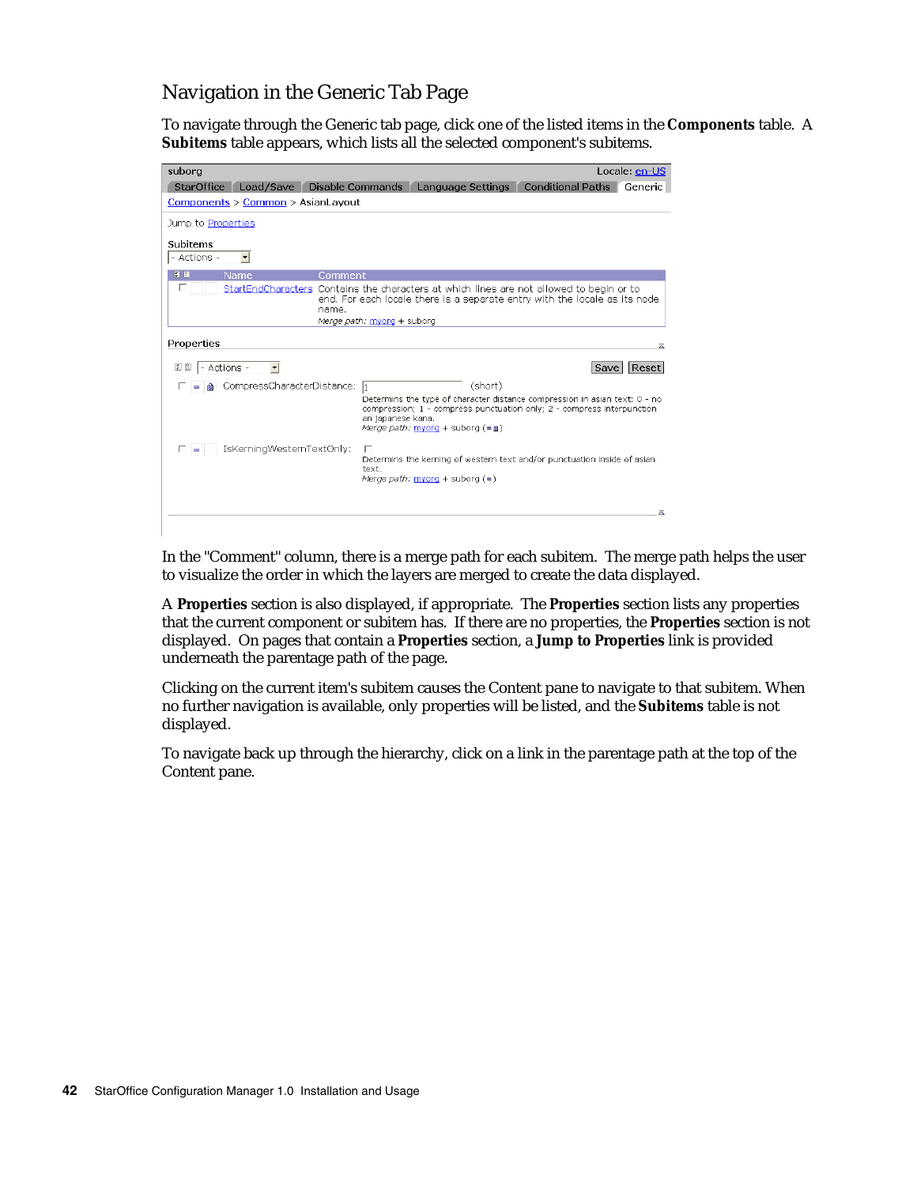## Navigation in the Generic Tab Page

To navigate through the Generic tab page, click one of the listed items in the **Components** table. A **Subitems** table appears, which lists all the selected component's subitems.

In the "Comment" column, there is a merge path for each subitem. The merge path helps the user to visualize the order in which the layers are merged to create the data displayed.

A **Properties** section is also displayed, if appropriate. The **Properties** section lists any properties that the current component or subitem has. If there are no properties, the **Properties** section is not displayed. On pages that contain a **Properties** section, a **Jump to Properties** link is provided underneath the parentage path of the page.

Clicking on the current item's subitem causes the Content pane to navigate to that subitem. When no further navigation is available, only properties will be listed, and the **Subitems** table is not displayed.

To navigate back up through the hierarchy, click on a link in the parentage path at the top of the Content pane.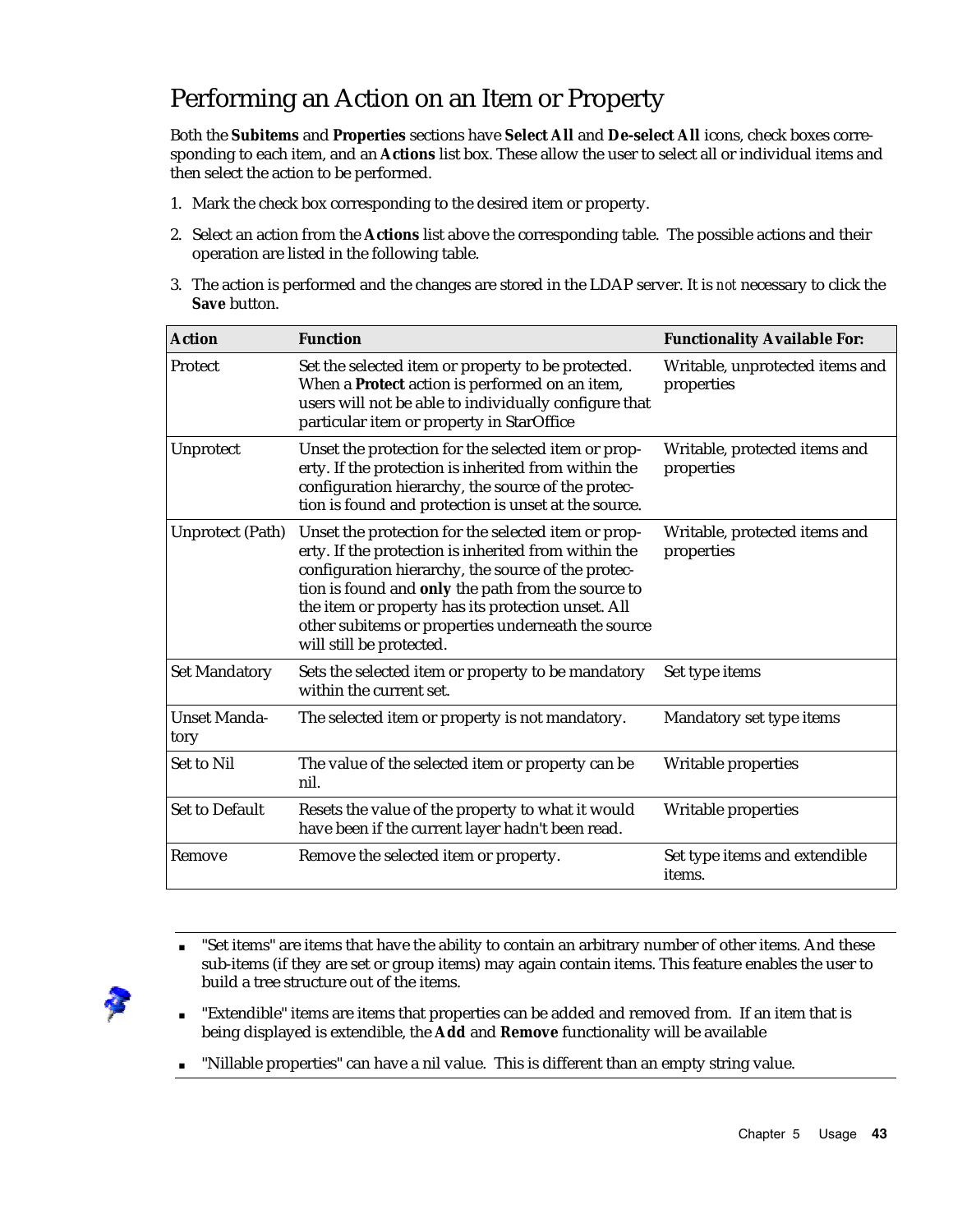# Performing an Action on an Item or Property

Both the **Subitems** and **Properties** sections have **Select All** and **De-select All** icons, check boxes corresponding to each item, and an **Actions** list box. These allow the user to select all or individual items and then select the action to be performed.

1. Mark the check box corresponding to the desired item or property.
2. Select an action from the **Actions** list above the corresponding table. The possible actions and their operation are listed in the following table.
3. The action is performed and the changes are stored in the LDAP server. It is *not* necessary to click the **Save** button.

| Action | Function | Functionality Available For: |
|---|---|---|
| Protect | Set the selected item or property to be protected. When a **Protect** action is performed on an item, users will not be able to individually configure that particular item or property in StarOffice | Writable, unprotected items and properties |
| Unprotect | Unset the protection for the selected item or property. If the protection is inherited from within the configuration hierarchy, the source of the protection is found and protection is unset at the source. | Writable, protected items and properties |
| Unprotect (Path) | Unset the protection for the selected item or property. If the protection is inherited from within the configuration hierarchy, the source of the protection is found and **only** the path from the source to the item or property has its protection unset. All other subitems or properties underneath the source will still be protected. | Writable, protected items and properties |
| Set Mandatory | Sets the selected item or property to be mandatory within the current set. | Set type items |
| Unset Mandatory | The selected item or property is not mandatory. | Mandatory set type items |
| Set to Nil | The value of the selected item or property can be nil. | Writable properties |
| Set to Default | Resets the value of the property to what it would have been if the current layer hadn't been read. | Writable properties |
| Remove | Remove the selected item or property. | Set type items and extendible items. |

- "Set items" are items that have the ability to contain an arbitrary number of other items. And these sub-items (if they are set or group items) may again contain items. This feature enables the user to build a tree structure out of the items.
- "Extendible" items are items that properties can be added and removed from. If an item that is being displayed is extendible, the **Add** and **Remove** functionality will be available
- "Nillable properties" can have a nil value. This is different than an empty string value.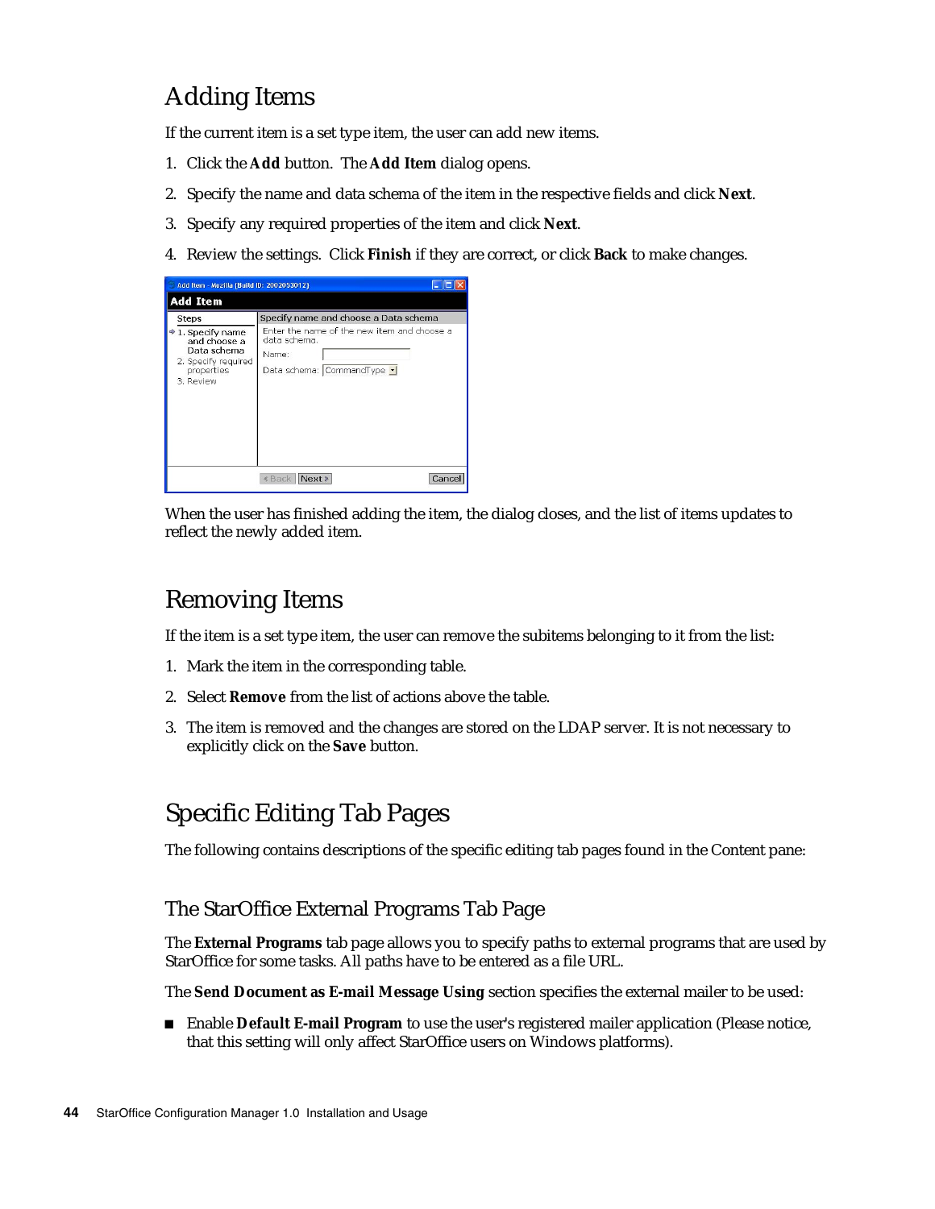# Adding Items

If the current item is a set type item, the user can add new items.

1. Click the **Add** button. The **Add Item** dialog opens.
2. Specify the name and data schema of the item in the respective fields and click **Next**.
3. Specify any required properties of the item and click **Next**.
4. Review the settings. Click **Finish** if they are correct, or click **Back** to make changes.

When the user has finished adding the item, the dialog closes, and the list of items updates to reflect the newly added item.

# Removing Items

If the item is a set type item, the user can remove the subitems belonging to it from the list:

1. Mark the item in the corresponding table.
2. Select **Remove** from the list of actions above the table.
3. The item is removed and the changes are stored on the LDAP server. It is not necessary to explicitly click on the **Save** button.

# Specific Editing Tab Pages

The following contains descriptions of the specific editing tab pages found in the Content pane:

## The StarOffice External Programs Tab Page

The **External Programs** tab page allows you to specify paths to external programs that are used by StarOffice for some tasks. All paths have to be entered as a file URL.

The **Send Document as E-mail Message Using** section specifies the external mailer to be used:

- Enable **Default E-mail Program** to use the user's registered mailer application (Please notice, that this setting will only affect StarOffice users on Windows platforms).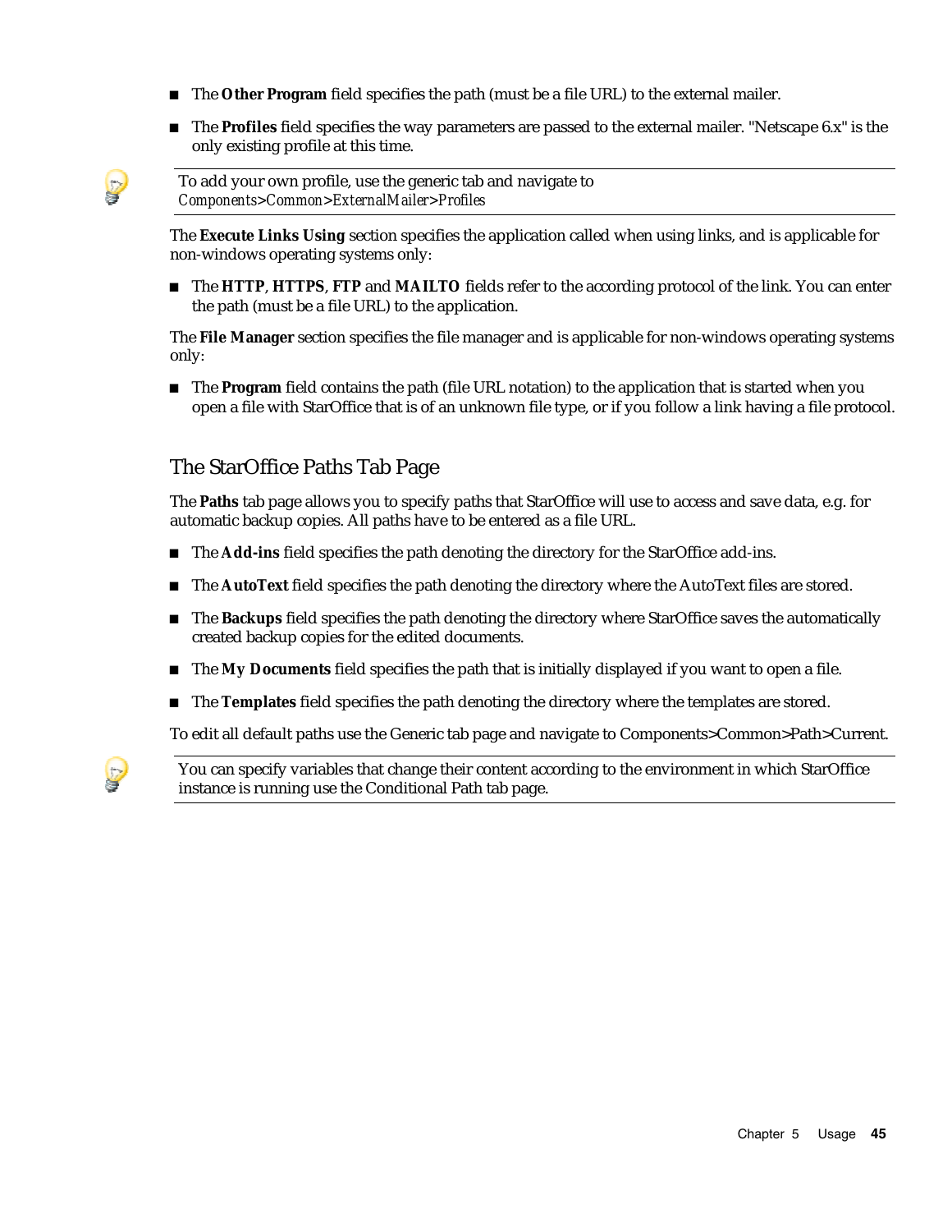- The **Other Program** field specifies the path (must be a file URL) to the external mailer.
- The **Profiles** field specifies the way parameters are passed to the external mailer. "Netscape 6.x" is the only existing profile at this time.

> To add your own profile, use the generic tab and navigate to *Components>Common>ExternalMailer>Profiles*

The **Execute Links Using** section specifies the application called when using links, and is applicable for non-windows operating systems only:

- The **HTTP**, **HTTPS**, **FTP** and **MAILTO** fields refer to the according protocol of the link. You can enter the path (must be a file URL) to the application.

The **File Manager** section specifies the file manager and is applicable for non-windows operating systems only:

- The **Program** field contains the path (file URL notation) to the application that is started when you open a file with StarOffice that is of an unknown file type, or if you follow a link having a file protocol.

## The StarOffice Paths Tab Page

The **Paths** tab page allows you to specify paths that StarOffice will use to access and save data, e.g. for automatic backup copies. All paths have to be entered as a file URL.

- The **Add-ins** field specifies the path denoting the directory for the StarOffice add-ins.
- The **AutoText** field specifies the path denoting the directory where the AutoText files are stored.
- The **Backups** field specifies the path denoting the directory where StarOffice saves the automatically created backup copies for the edited documents.
- The **My Documents** field specifies the path that is initially displayed if you want to open a file.
- The **Templates** field specifies the path denoting the directory where the templates are stored.

To edit all default paths use the Generic tab page and navigate to Components>Common>Path>Current.

> You can specify variables that change their content according to the environment in which StarOffice instance is running use the Conditional Path tab page.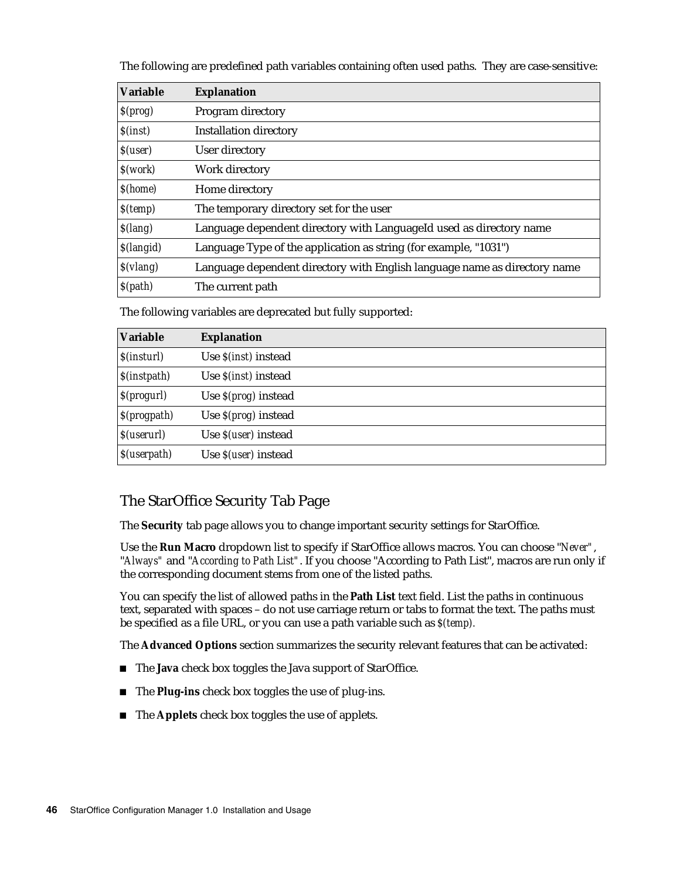The following are predefined path variables containing often used paths. They are case-sensitive:

| Variable | Explanation |
|---|---|
| *$(prog)* | Program directory |
| *$(inst)* | Installation directory |
| *$(user)* | User directory |
| *$(work)* | Work directory |
| *$(home)* | Home directory |
| *$(temp)* | The temporary directory set for the user |
| *$(lang)* | Language dependent directory with LanguageId used as directory name |
| *$(langid)* | Language Type of the application as string (for example, "1031") |
| *$(vlang)* | Language dependent directory with English language name as directory name |
| *$(path)* | The current path |

The following variables are deprecated but fully supported:

| Variable | Explanation |
|---|---|
| *$(insturl)* | Use *$(inst)* instead |
| *$(instpath)* | Use *$(inst)* instead |
| *$(progurl)* | Use *$(prog)* instead |
| *$(progpath)* | Use *$(prog)* instead |
| *$(userurl)* | Use *$(user)* instead |
| *$(userpath)* | Use *$(user)* instead |

## The StarOffice Security Tab Page

The **Security** tab page allows you to change important security settings for StarOffice.

Use the **Run Macro** dropdown list to specify if StarOffice allows macros. You can choose *"Never"*, *"Always"* and *"According to Path List"*. If you choose "According to Path List", macros are run only if the corresponding document stems from one of the listed paths.

You can specify the list of allowed paths in the **Path List** text field. List the paths in continuous text, separated with spaces – do not use carriage return or tabs to format the text. The paths must be specified as a file URL, or you can use a path variable such as *$(temp)*.

The **Advanced Options** section summarizes the security relevant features that can be activated:

- The **Java** check box toggles the Java support of StarOffice.
- The **Plug-ins** check box toggles the use of plug-ins.
- The **Applets** check box toggles the use of applets.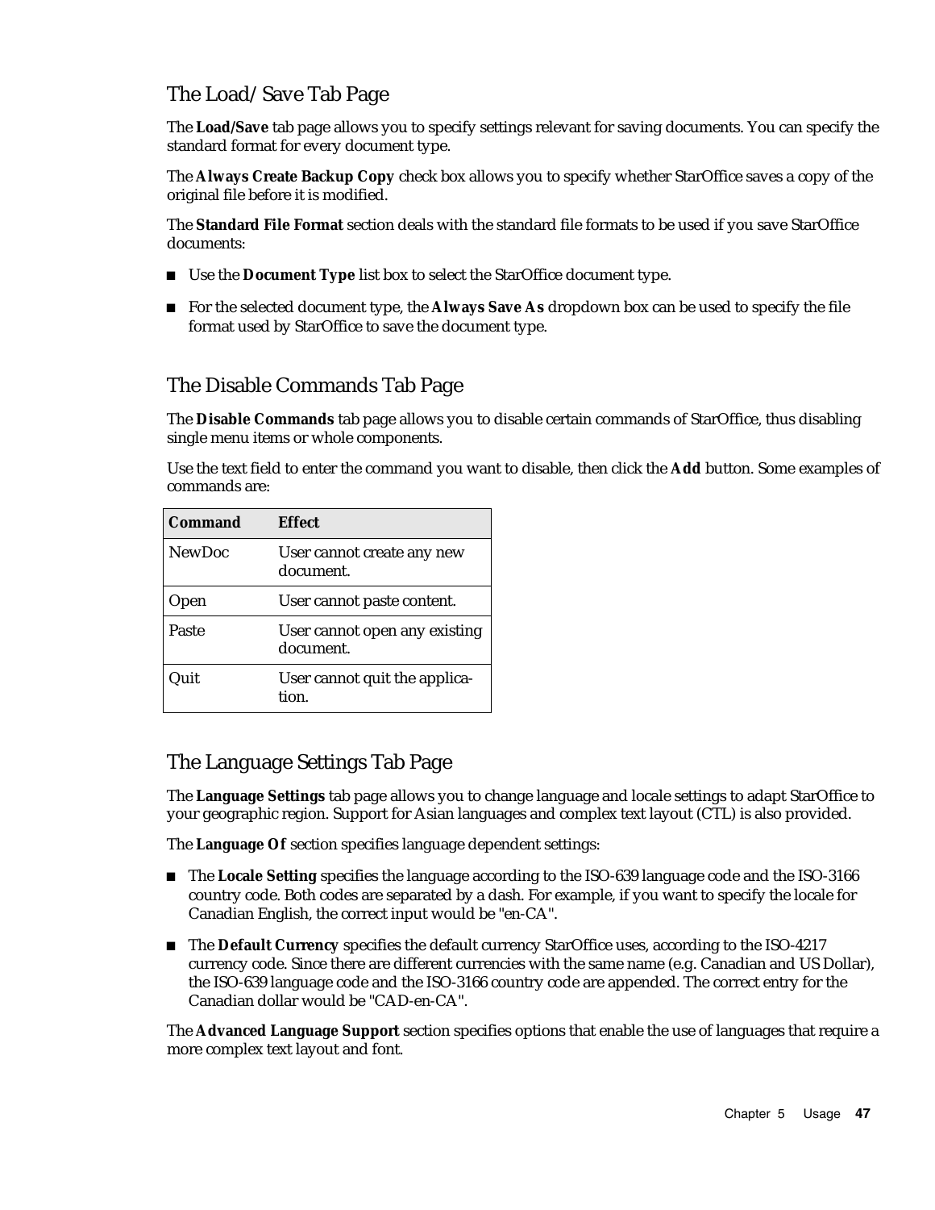## The Load/Save Tab Page

The **Load/Save** tab page allows you to specify settings relevant for saving documents. You can specify the standard format for every document type.

The **Always Create Backup Copy** check box allows you to specify whether StarOffice saves a copy of the original file before it is modified.

The **Standard File Format** section deals with the standard file formats to be used if you save StarOffice documents:

- Use the **Document Type** list box to select the StarOffice document type.
- For the selected document type, the **Always Save As** dropdown box can be used to specify the file format used by StarOffice to save the document type.

## The Disable Commands Tab Page

The **Disable Commands** tab page allows you to disable certain commands of StarOffice, thus disabling single menu items or whole components.

Use the text field to enter the command you want to disable, then click the **Add** button. Some examples of commands are:

| Command | Effect |
|---|---|
| NewDoc | User cannot create any new document. |
| Open | User cannot paste content. |
| Paste | User cannot open any existing document. |
| Quit | User cannot quit the application. |

## The Language Settings Tab Page

The **Language Settings** tab page allows you to change language and locale settings to adapt StarOffice to your geographic region. Support for Asian languages and complex text layout (CTL) is also provided.

The **Language Of** section specifies language dependent settings:

- The **Locale Setting** specifies the language according to the ISO-639 language code and the ISO-3166 country code. Both codes are separated by a dash. For example, if you want to specify the locale for Canadian English, the correct input would be "en-CA".
- The **Default Currency** specifies the default currency StarOffice uses, according to the ISO-4217 currency code. Since there are different currencies with the same name (e.g. Canadian and US Dollar), the ISO-639 language code and the ISO-3166 country code are appended. The correct entry for the Canadian dollar would be "CAD-en-CA".

The **Advanced Language Support** section specifies options that enable the use of languages that require a more complex text layout and font.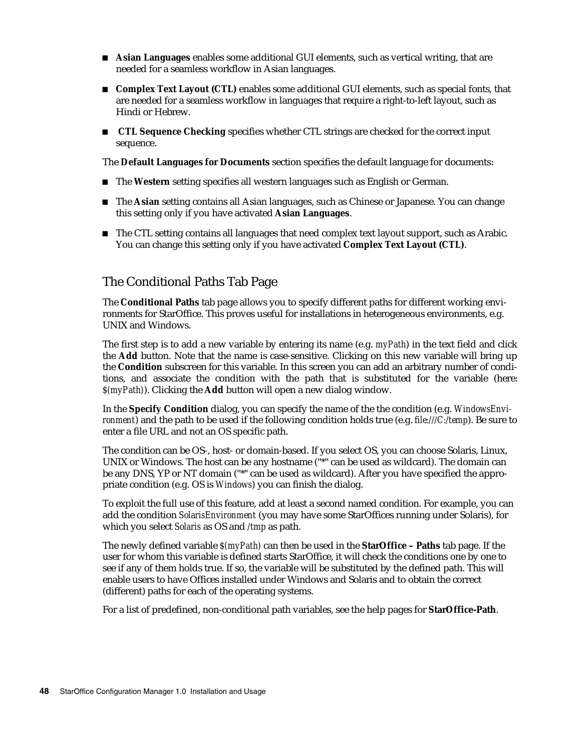- **Asian Languages** enables some additional GUI elements, such as vertical writing, that are needed for a seamless workflow in Asian languages.
- **Complex Text Layout (CTL)** enables some additional GUI elements, such as special fonts, that are needed for a seamless workflow in languages that require a right-to-left layout, such as Hindi or Hebrew.
- **CTL Sequence Checking** specifies whether CTL strings are checked for the correct input sequence.

The **Default Languages for Documents** section specifies the default language for documents:

- The **Western** setting specifies all western languages such as English or German.
- The **Asian** setting contains all Asian languages, such as Chinese or Japanese. You can change this setting only if you have activated **Asian Languages**.
- The CTL setting contains all languages that need complex text layout support, such as Arabic. You can change this setting only if you have activated **Complex Text Layout (CTL)**.

## The Conditional Paths Tab Page

The **Conditional Paths** tab page allows you to specify different paths for different working environments for StarOffice. This proves useful for installations in heterogeneous environments, e.g. UNIX and Windows.

The first step is to add a new variable by entering its name (e.g. *myPath*) in the text field and click the **Add** button. Note that the name is case-sensitive. Clicking on this new variable will bring up the **Condition** subscreen for this variable. In this screen you can add an arbitrary number of conditions, and associate the condition with the path that is substituted for the variable (here: *$(myPath)*). Clicking the **Add** button will open a new dialog window.

In the **Specify Condition** dialog, you can specify the name of the the condition (e.g. *WindowsEnvironment*) and the path to be used if the following condition holds true (e.g. *file:///C:/temp*). Be sure to enter a file URL and not an OS specific path.

The condition can be OS-, host- or domain-based. If you select OS, you can choose Solaris, Linux, UNIX or Windows. The host can be any hostname ("*" can be used as wildcard). The domain can be any DNS, YP or NT domain ("*" can be used as wildcard). After you have specified the appropriate condition (e.g. OS is *Windows*) you can finish the dialog.

To exploit the full use of this feature, add at least a second named condition. For example, you can add the condition *SolarisEnvironment* (you may have some StarOffices running under Solaris), for which you select *Solaris* as OS and */tmp* as path.

The newly defined variable *$(myPath)* can then be used in the **StarOffice – Paths** tab page. If the user for whom this variable is defined starts StarOffice, it will check the conditions one by one to see if any of them holds true. If so, the variable will be substituted by the defined path. This will enable users to have Offices installed under Windows and Solaris and to obtain the correct (different) paths for each of the operating systems.

For a list of predefined, non-conditional path variables, see the help pages for **StarOffice-Path**.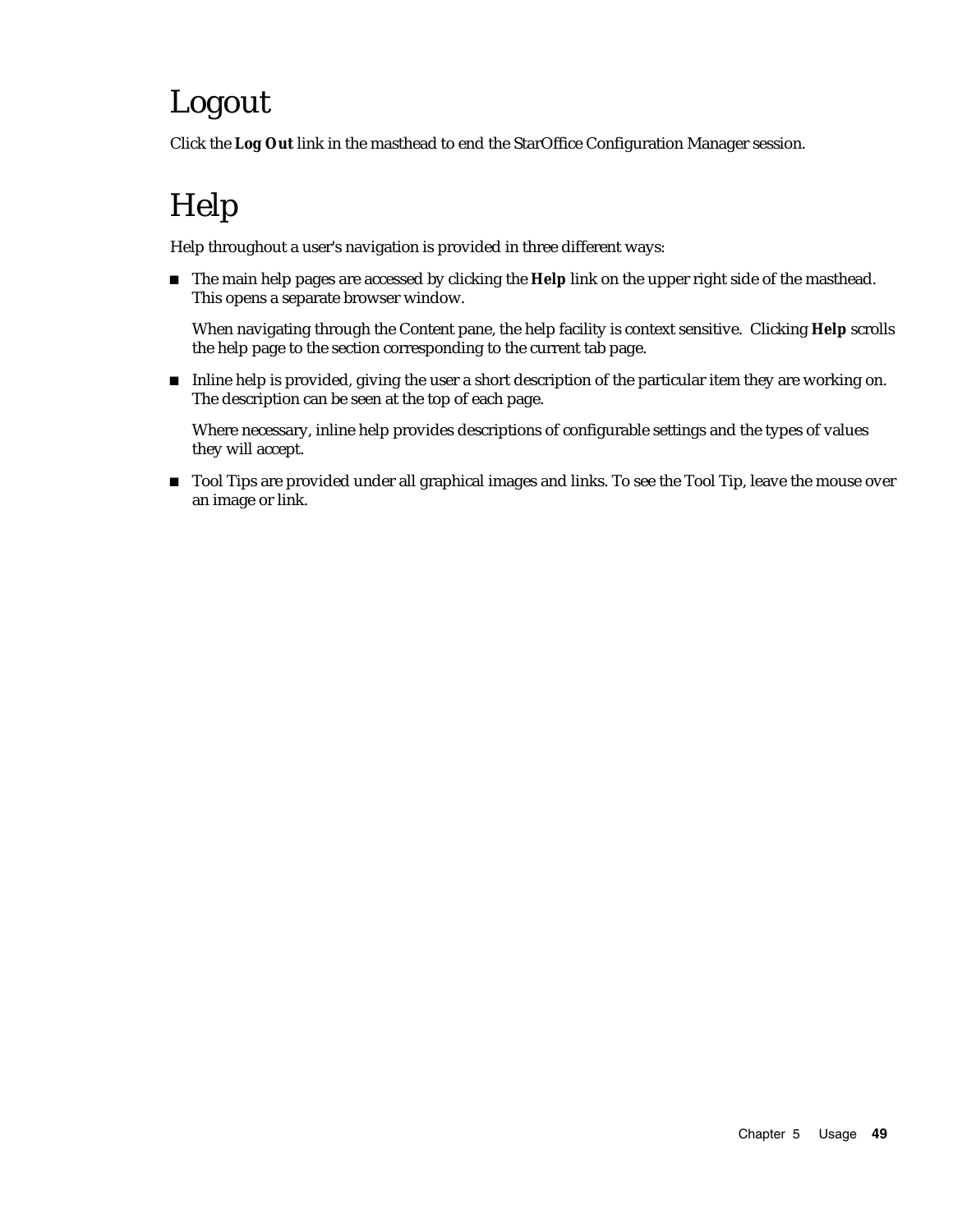# Logout

Click the **Log Out** link in the masthead to end the StarOffice Configuration Manager session.

# Help

Help throughout a user's navigation is provided in three different ways:

- The main help pages are accessed by clicking the **Help** link on the upper right side of the masthead. This opens a separate browser window.

  When navigating through the Content pane, the help facility is context sensitive. Clicking **Help** scrolls the help page to the section corresponding to the current tab page.

- Inline help is provided, giving the user a short description of the particular item they are working on. The description can be seen at the top of each page.

  Where necessary, inline help provides descriptions of configurable settings and the types of values they will accept.

- Tool Tips are provided under all graphical images and links. To see the Tool Tip, leave the mouse over an image or link.